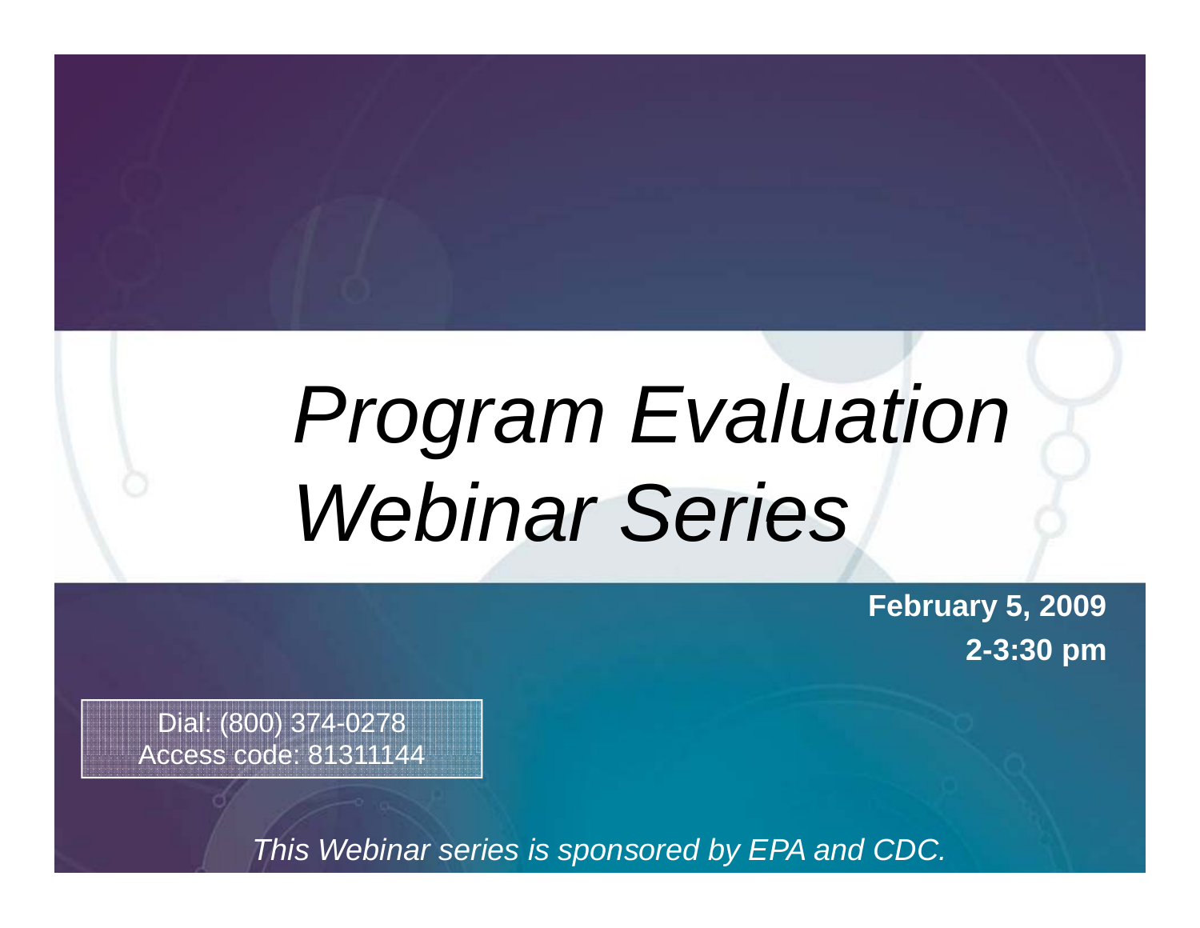# *Program Evaluation Webinar Series*

**February 5, 2009**

**2-3:30 pm**

Dial: (800) 374-0278
Access code: 81311144

*This Webinar series is sponsored by EPA and CDC.*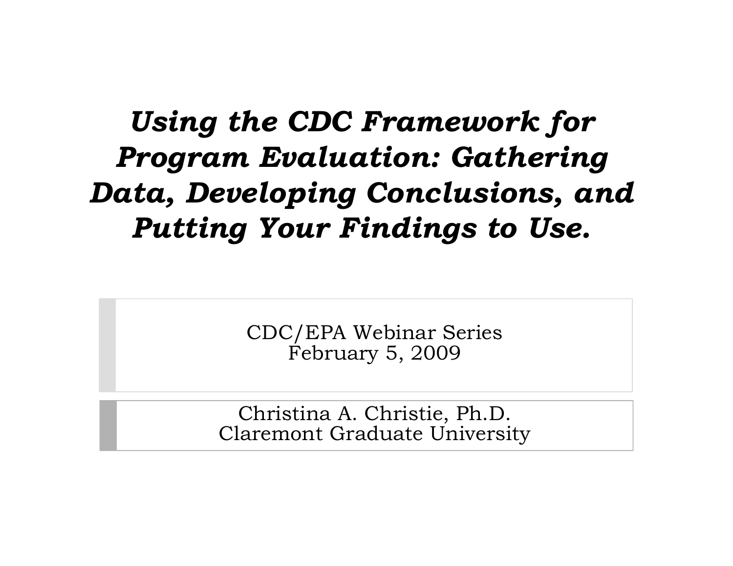# *Using the CDC Framework for Program Evaluation: Gathering Data, Developing Conclusions, and Putting Your Findings to Use.*

CDC/EPA Webinar Series
February 5, 2009

Christina A. Christie, Ph.D.
Claremont Graduate University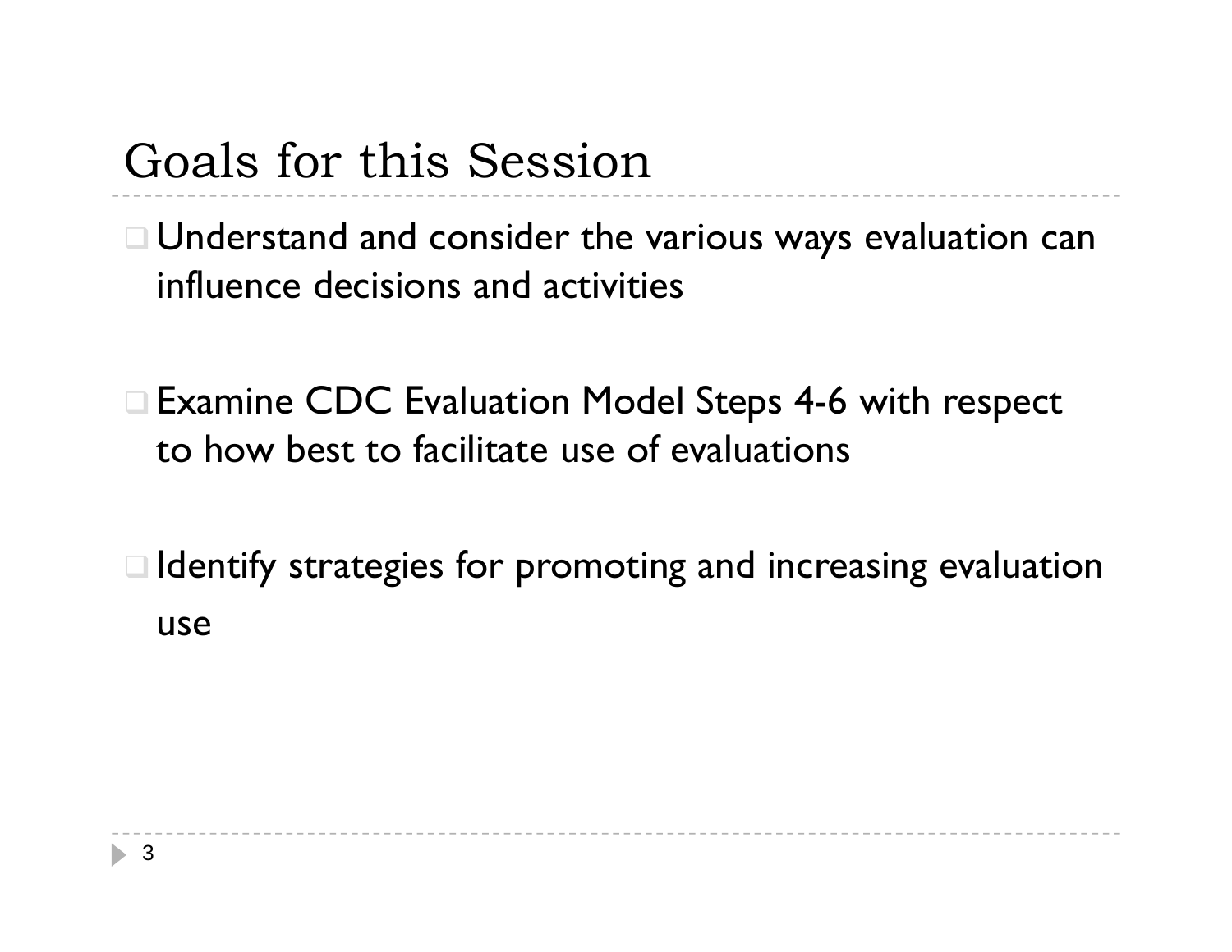# Goals for this Session

- Understand and consider the various ways evaluation can influence decisions and activities
- Examine CDC Evaluation Model Steps 4-6 with respect to how best to facilitate use of evaluations
- Identify strategies for promoting and increasing evaluation use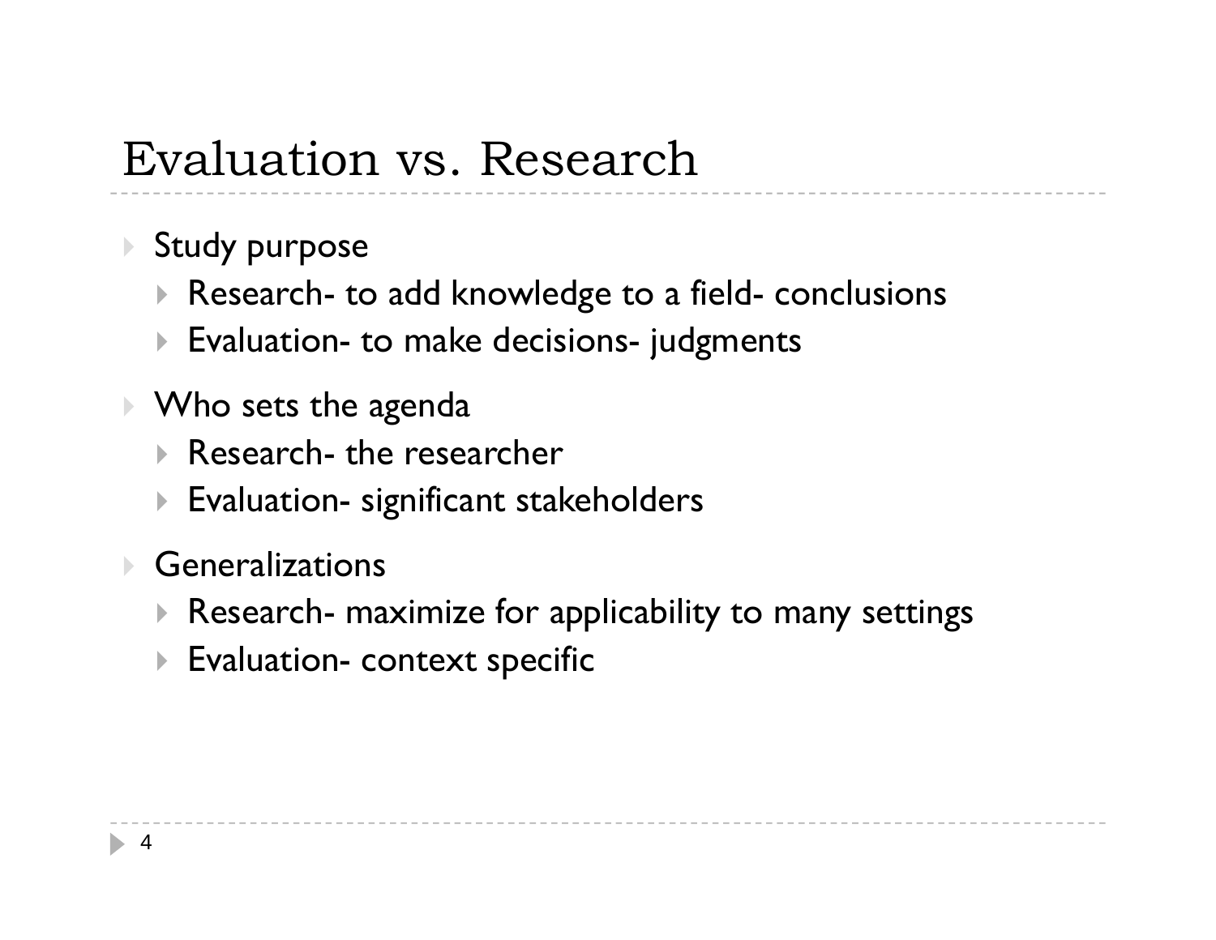# Evaluation vs. Research

- Study purpose
  - Research- to add knowledge to a field- conclusions
  - Evaluation- to make decisions- judgments
- Who sets the agenda
  - Research- the researcher
  - Evaluation- significant stakeholders
- Generalizations
  - Research- maximize for applicability to many settings
  - Evaluation- context specific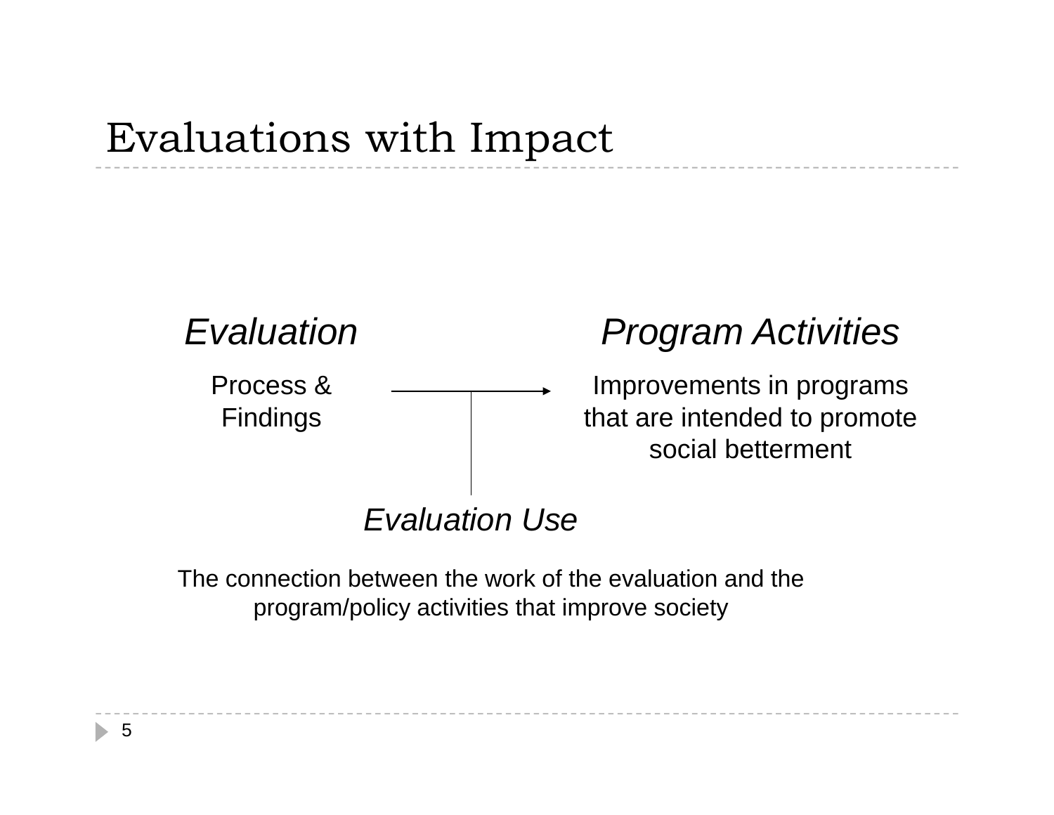# Evaluations with Impact

*Evaluation*

Process & Findings

→

*Program Activities*

Improvements in programs that are intended to promote social betterment

*Evaluation Use*

The connection between the work of the evaluation and the program/policy activities that improve society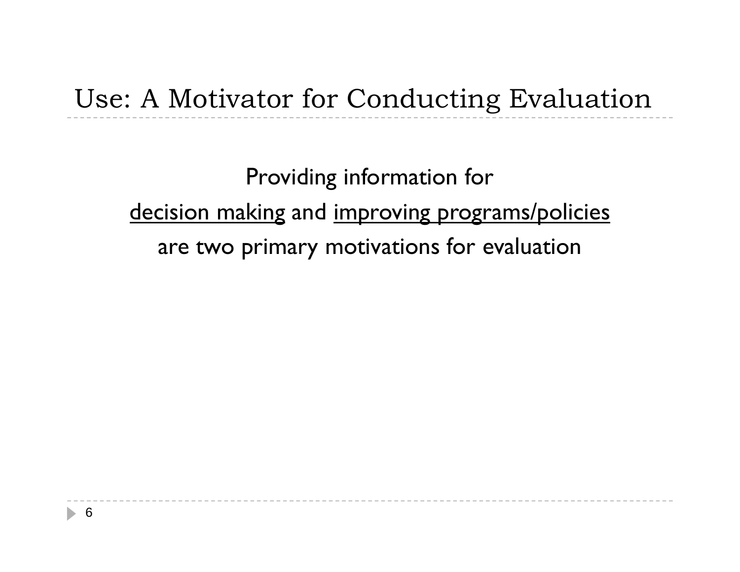# Use: A Motivator for Conducting Evaluation

Providing information for

<u>decision making</u> and <u>improving programs/policies</u>

are two primary motivations for evaluation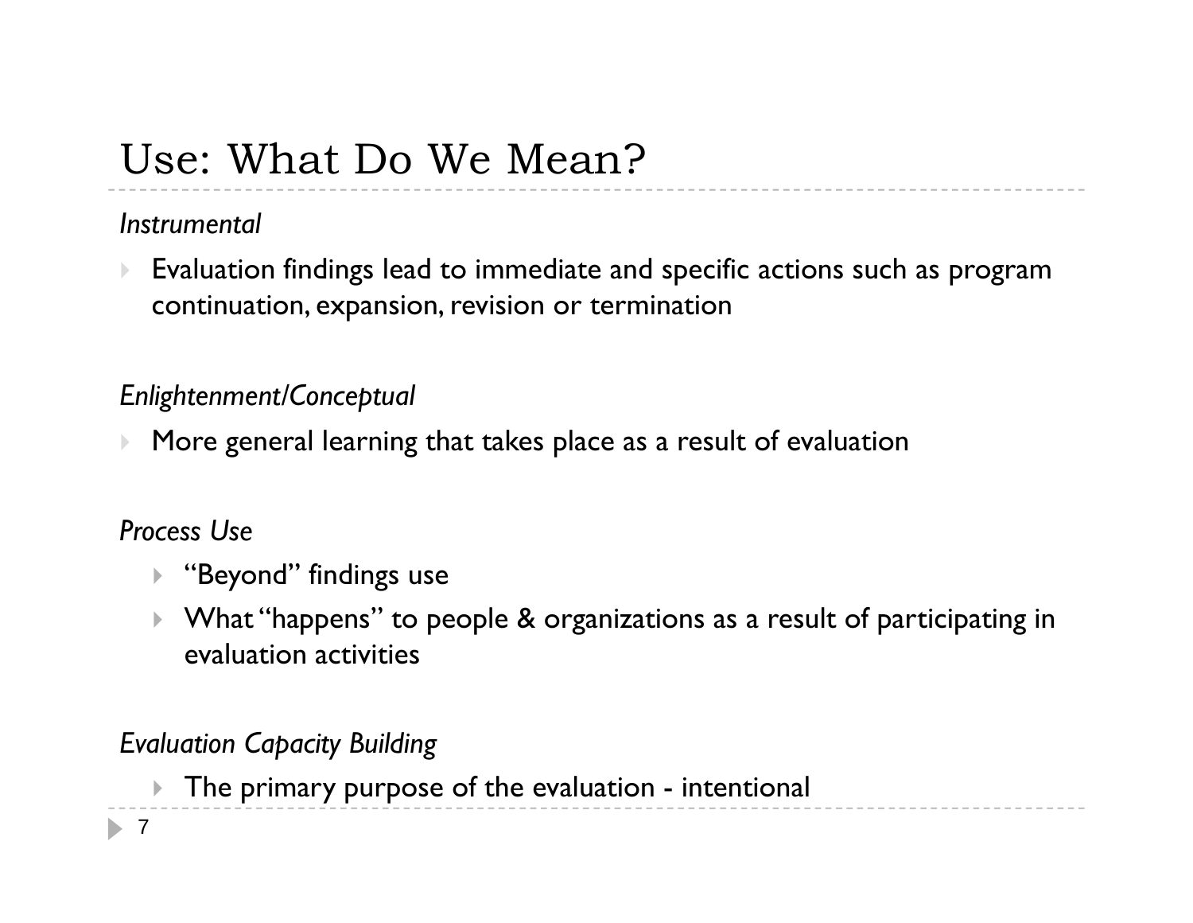# Use: What Do We Mean?

*Instrumental*

- Evaluation findings lead to immediate and specific actions such as program continuation, expansion, revision or termination

*Enlightenment/Conceptual*

- More general learning that takes place as a result of evaluation

*Process Use*

- "Beyond" findings use
- What "happens" to people & organizations as a result of participating in evaluation activities

*Evaluation Capacity Building*

- The primary purpose of the evaluation - intentional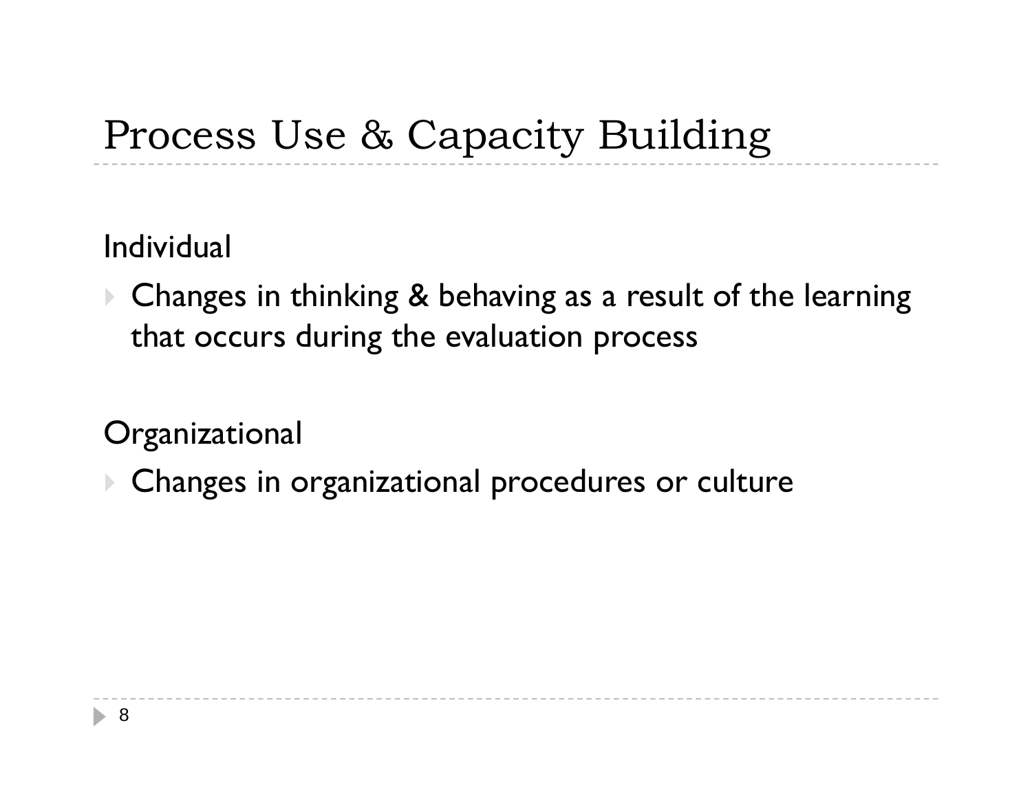# Process Use & Capacity Building

Individual

- Changes in thinking & behaving as a result of the learning that occurs during the evaluation process

Organizational

- Changes in organizational procedures or culture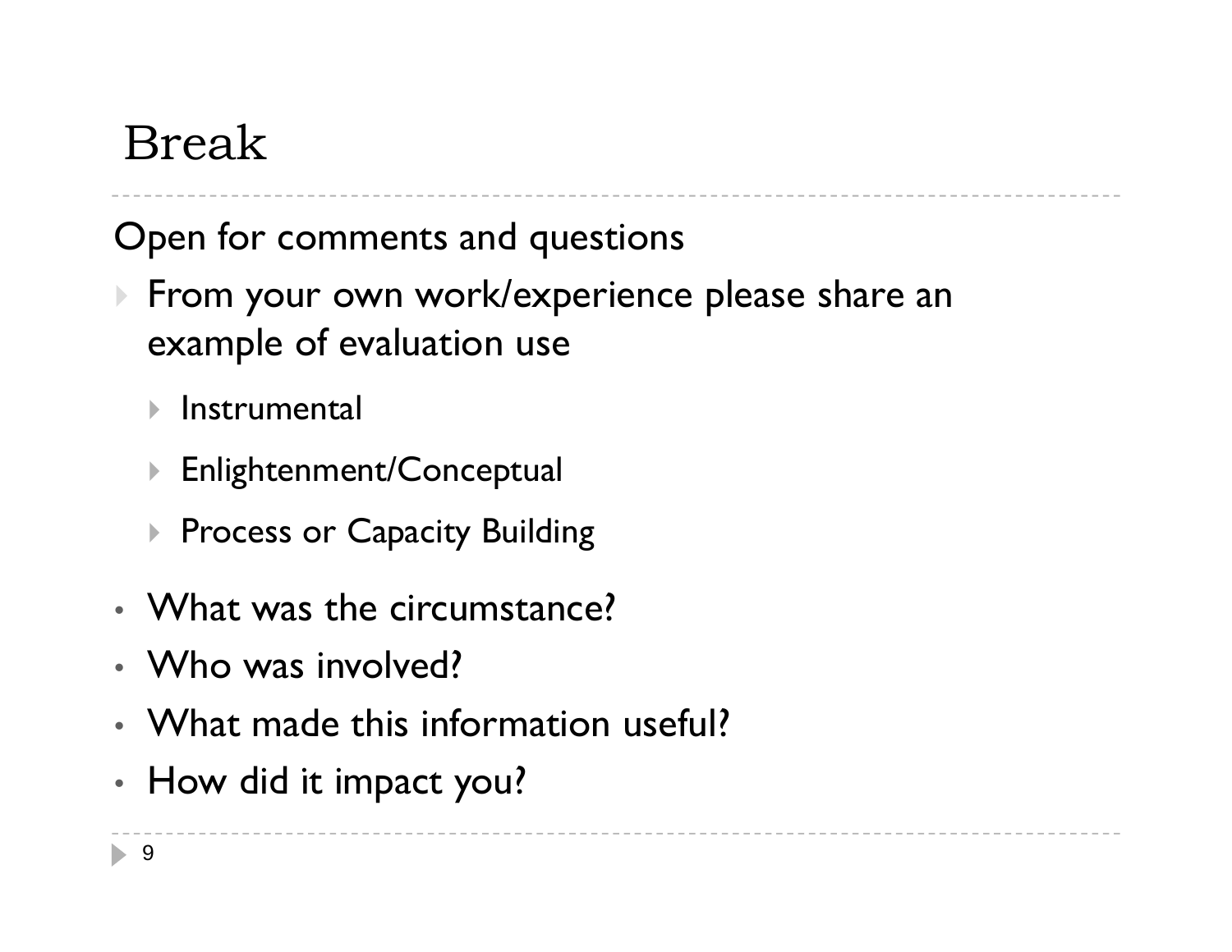# Break

Open for comments and questions

- From your own work/experience please share an example of evaluation use
  - Instrumental
  - Enlightenment/Conceptual
  - Process or Capacity Building
- What was the circumstance?
- Who was involved?
- What made this information useful?
- How did it impact you?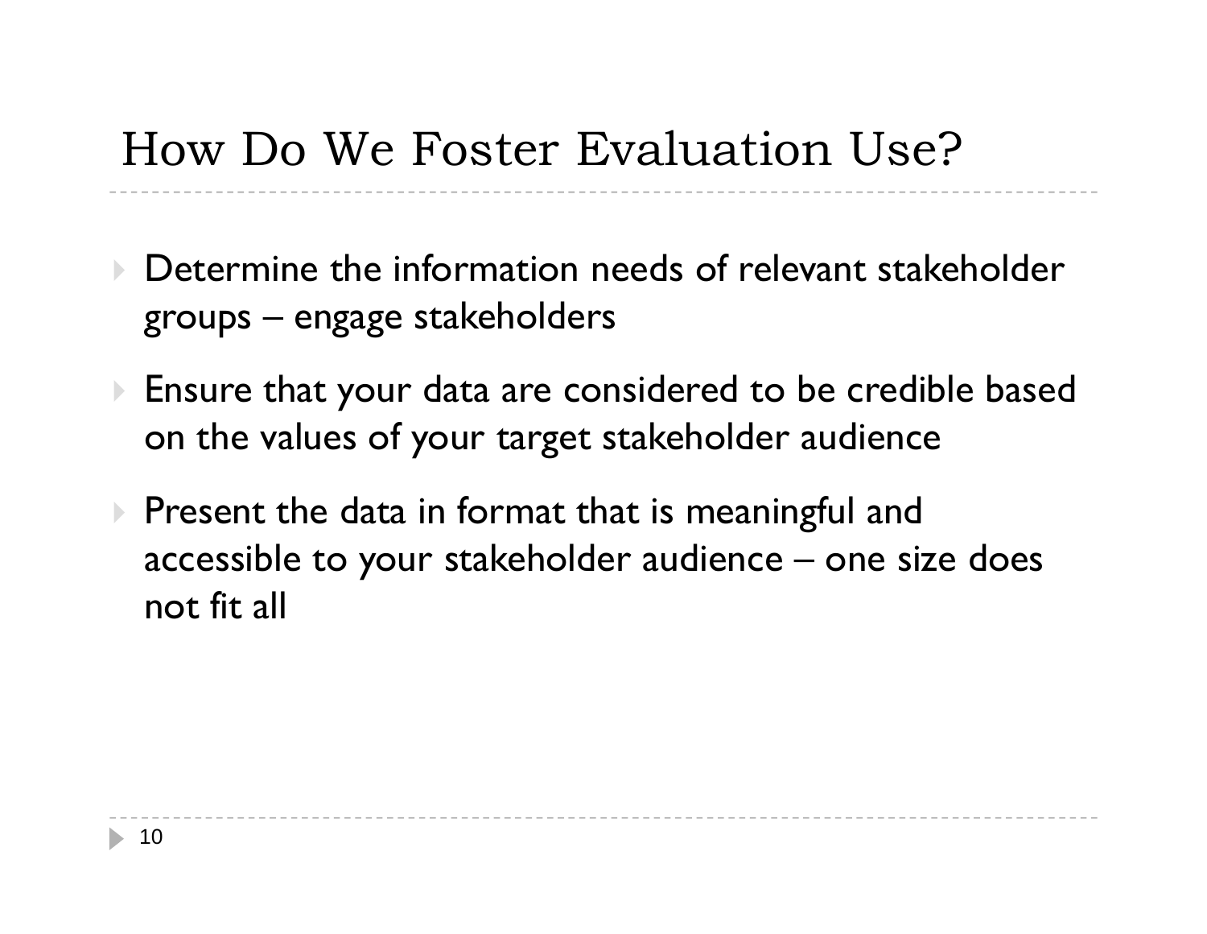# How Do We Foster Evaluation Use?

- Determine the information needs of relevant stakeholder groups – engage stakeholders
- Ensure that your data are considered to be credible based on the values of your target stakeholder audience
- Present the data in format that is meaningful and accessible to your stakeholder audience – one size does not fit all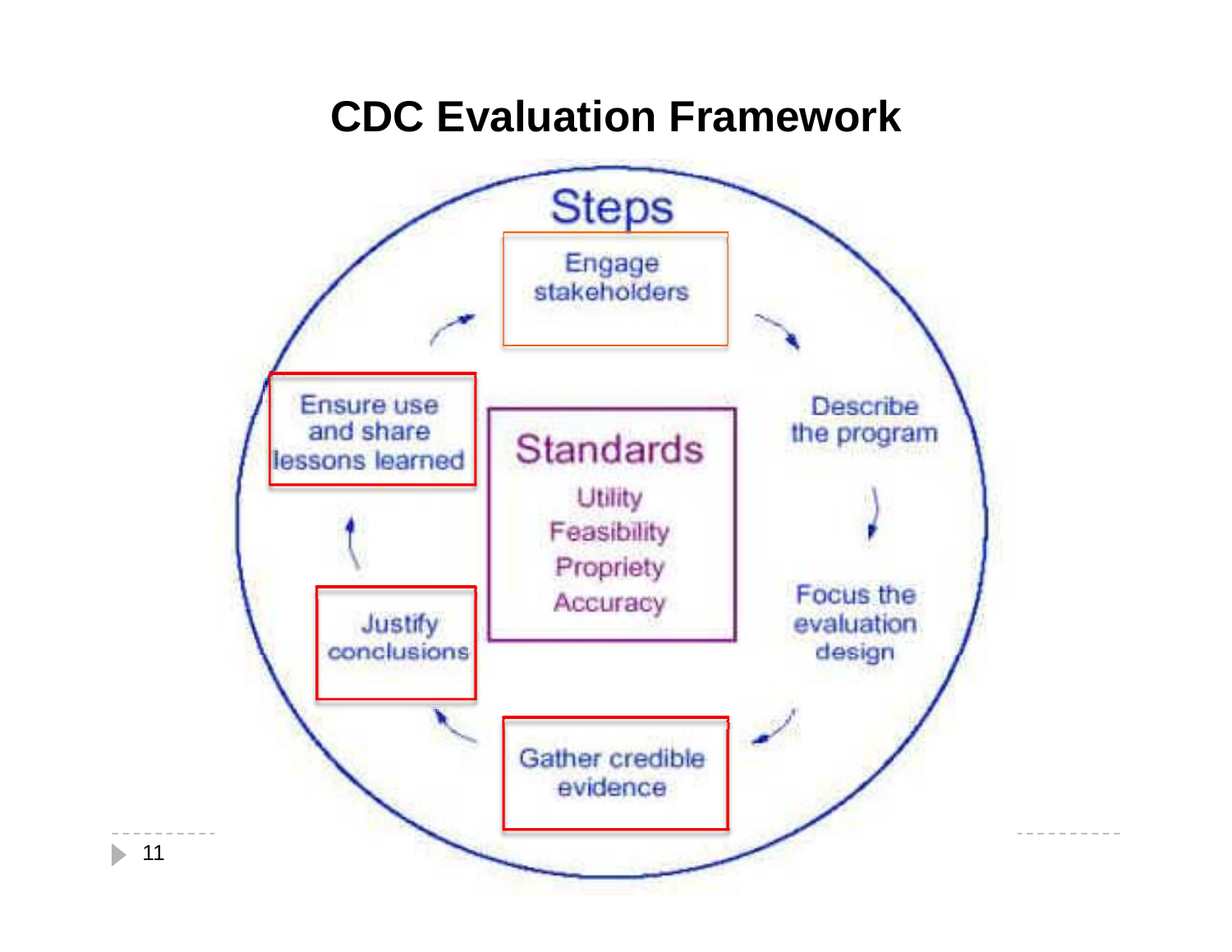# CDC Evaluation Framework

**Steps**

- Engage stakeholders
- Describe the program
- Focus the evaluation design
- Gather credible evidence
- Justify conclusions
- Ensure use and share lessons learned

**Standards**

- Utility
- Feasibility
- Propriety
- Accuracy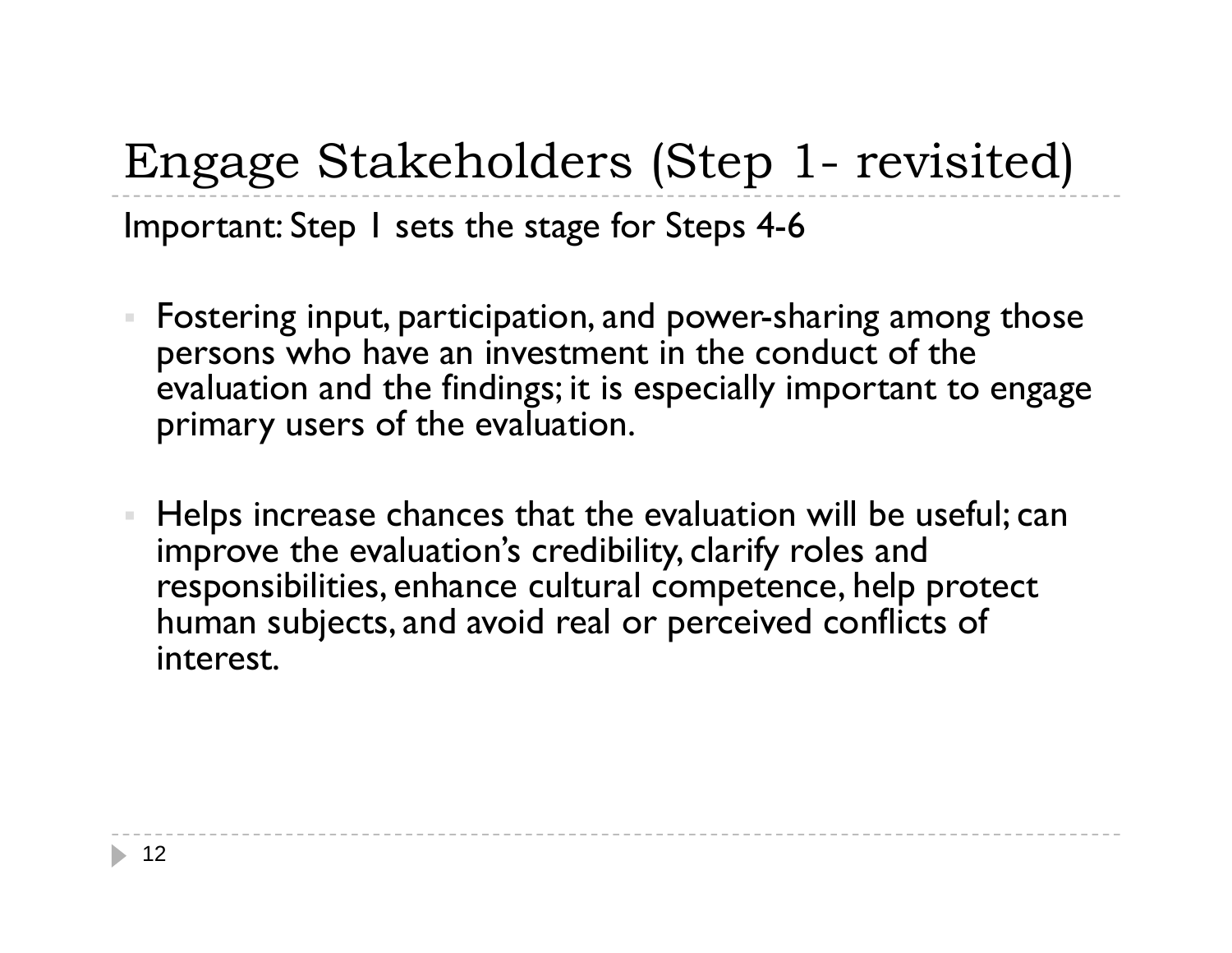# Engage Stakeholders (Step 1- revisited)

Important: Step 1 sets the stage for Steps 4-6

- Fostering input, participation, and power-sharing among those persons who have an investment in the conduct of the evaluation and the findings; it is especially important to engage primary users of the evaluation.

- Helps increase chances that the evaluation will be useful; can improve the evaluation's credibility, clarify roles and responsibilities, enhance cultural competence, help protect human subjects, and avoid real or perceived conflicts of interest.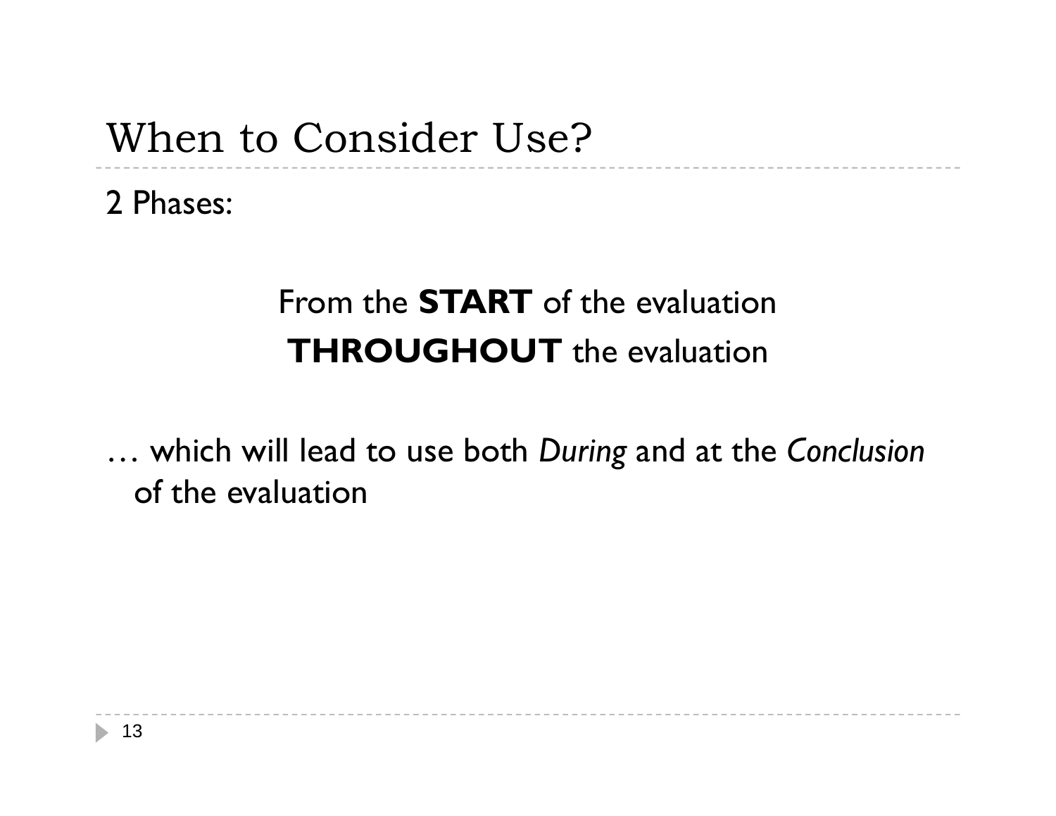# When to Consider Use?

2 Phases:

From the **START** of the evaluation
**THROUGHOUT** the evaluation

… which will lead to use both *During* and at the *Conclusion* of the evaluation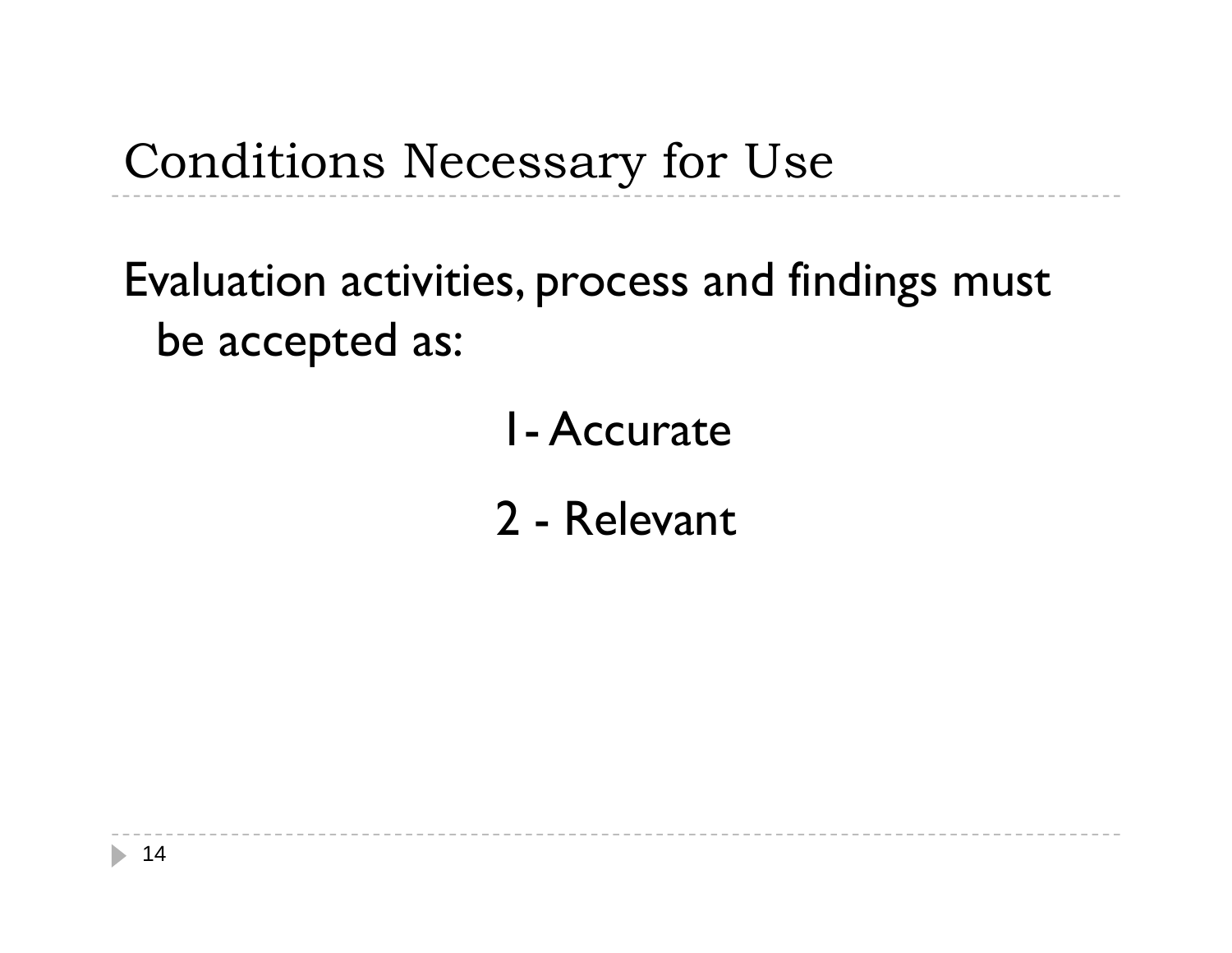# Conditions Necessary for Use

Evaluation activities, process and findings must be accepted as:

1- Accurate

2 - Relevant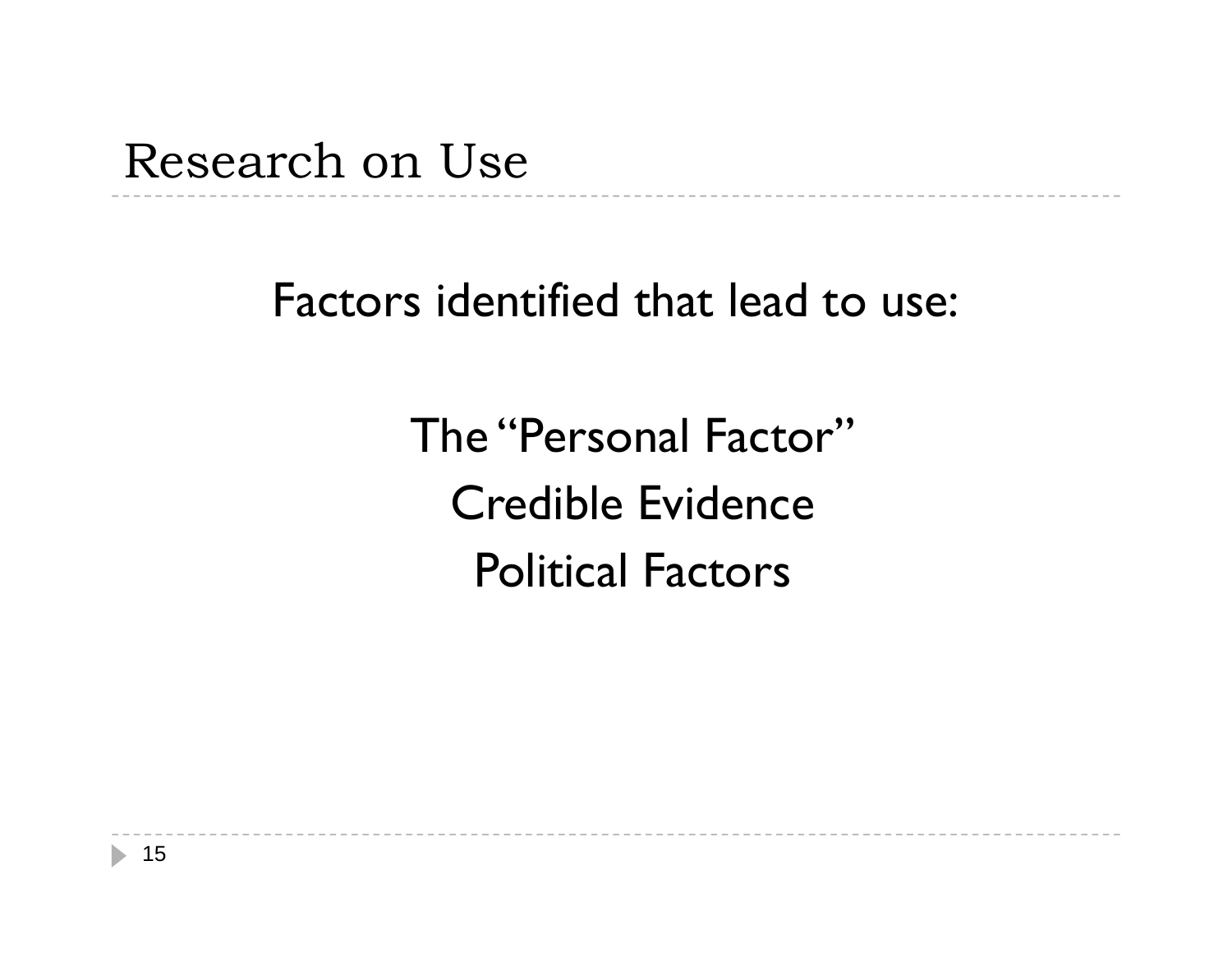# Research on Use

Factors identified that lead to use:

The "Personal Factor"

Credible Evidence

Political Factors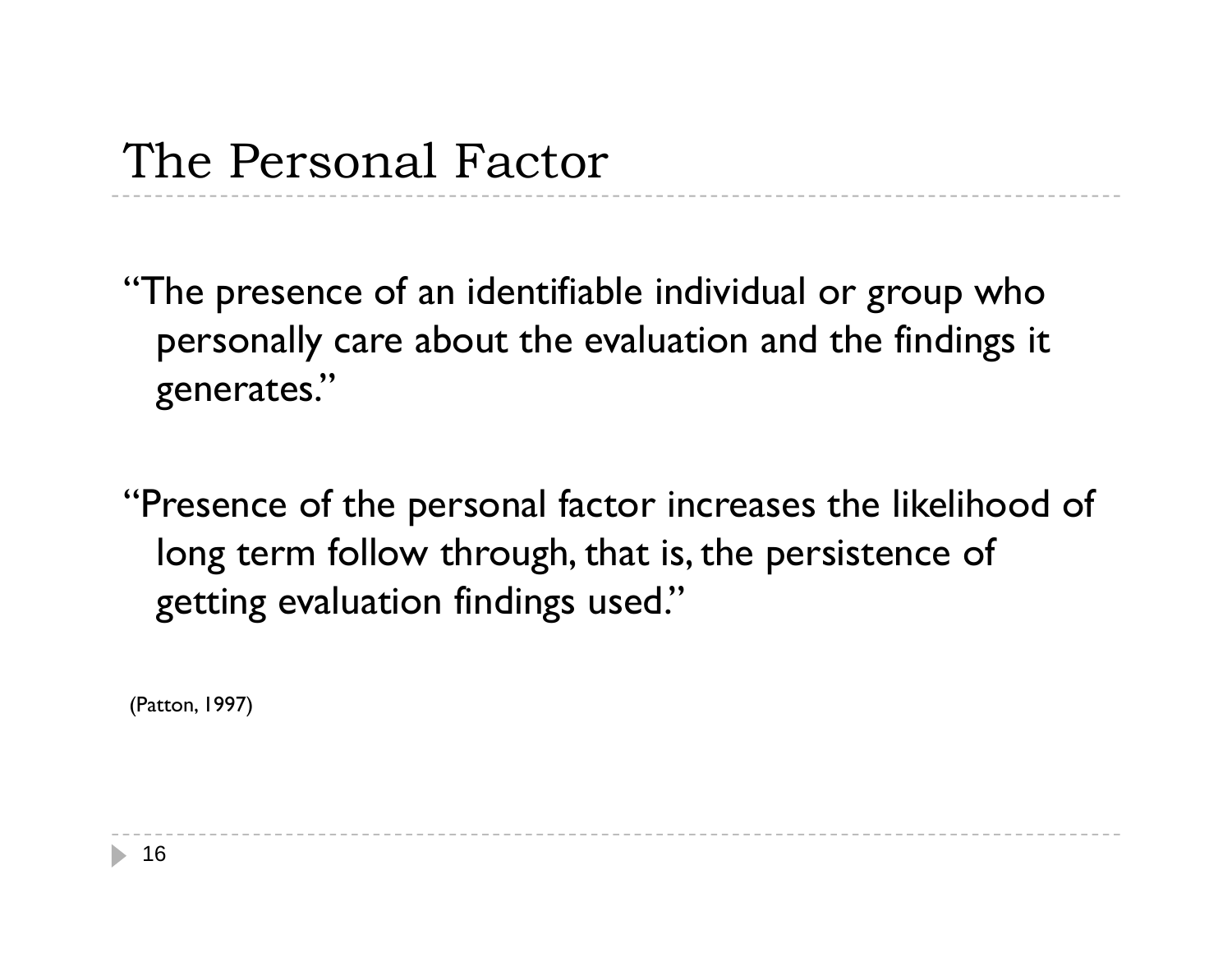# The Personal Factor

"The presence of an identifiable individual or group who personally care about the evaluation and the findings it generates."

"Presence of the personal factor increases the likelihood of long term follow through, that is, the persistence of getting evaluation findings used."

(Patton, 1997)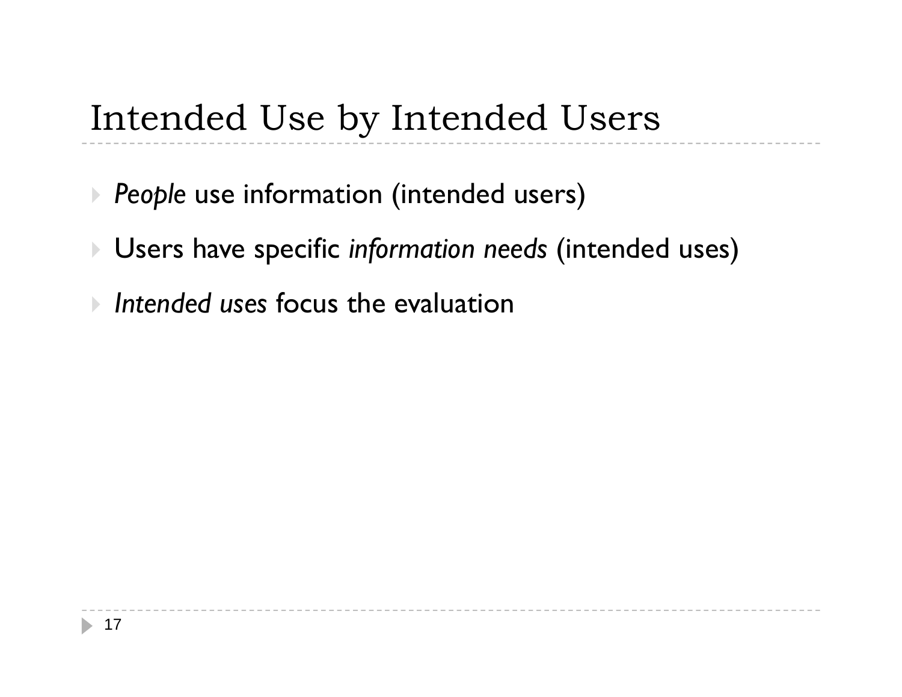# Intended Use by Intended Users

- *People* use information (intended users)
- Users have specific *information needs* (intended uses)
- *Intended uses* focus the evaluation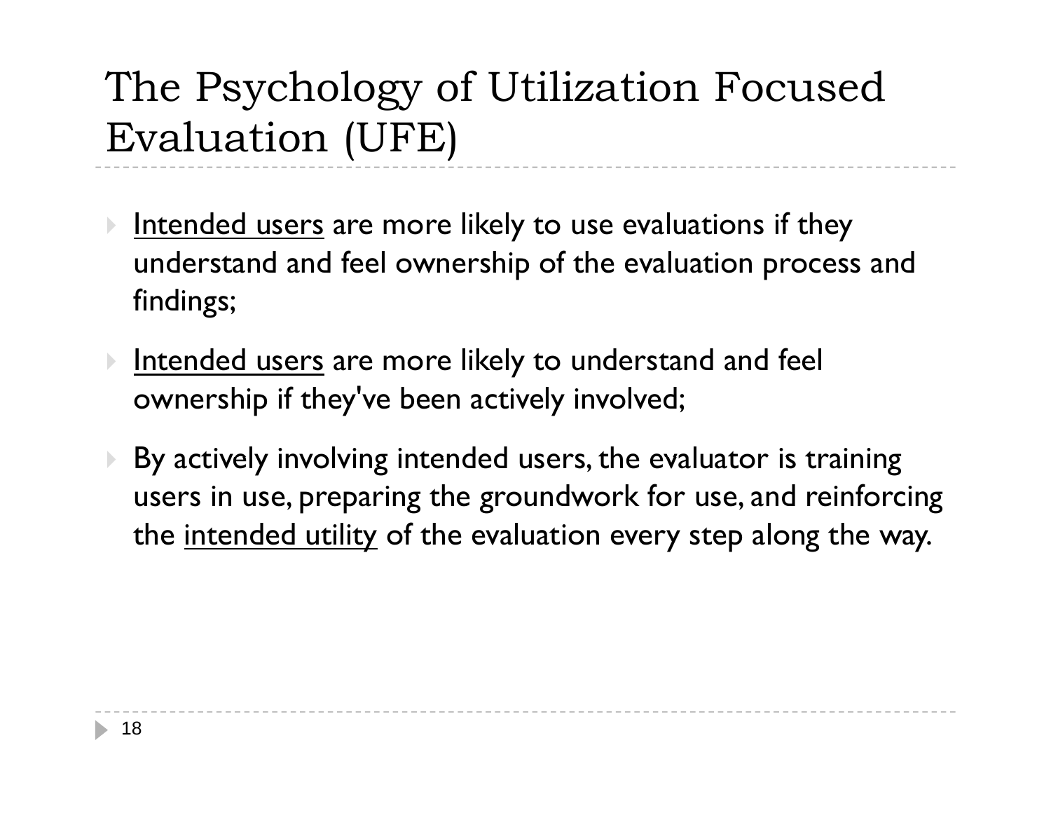# The Psychology of Utilization Focused Evaluation (UFE)

- Intended users are more likely to use evaluations if they understand and feel ownership of the evaluation process and findings;
- Intended users are more likely to understand and feel ownership if they've been actively involved;
- By actively involving intended users, the evaluator is training users in use, preparing the groundwork for use, and reinforcing the intended utility of the evaluation every step along the way.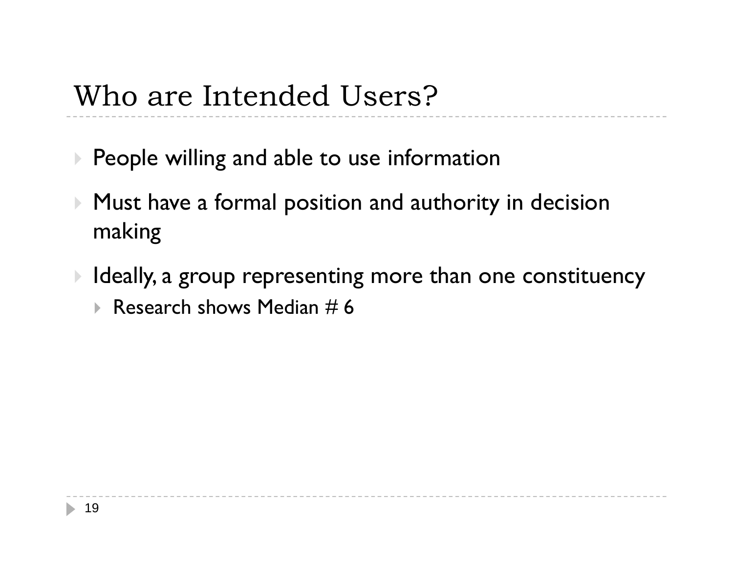# Who are Intended Users?

- People willing and able to use information
- Must have a formal position and authority in decision making
- Ideally, a group representing more than one constituency
  - Research shows Median # 6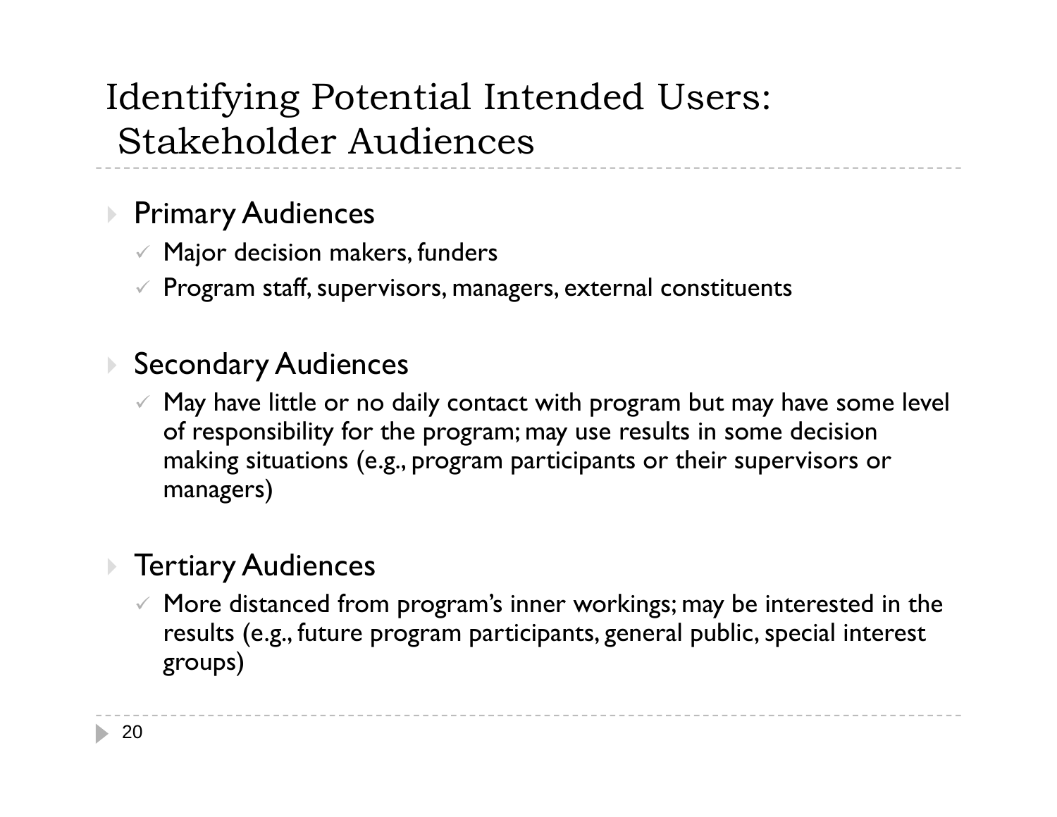# Identifying Potential Intended Users: Stakeholder Audiences

- Primary Audiences
  - ✓ Major decision makers, funders
  - ✓ Program staff, supervisors, managers, external constituents

- Secondary Audiences
  - ✓ May have little or no daily contact with program but may have some level of responsibility for the program; may use results in some decision making situations (e.g., program participants or their supervisors or managers)

- Tertiary Audiences
  - ✓ More distanced from program's inner workings; may be interested in the results (e.g., future program participants, general public, special interest groups)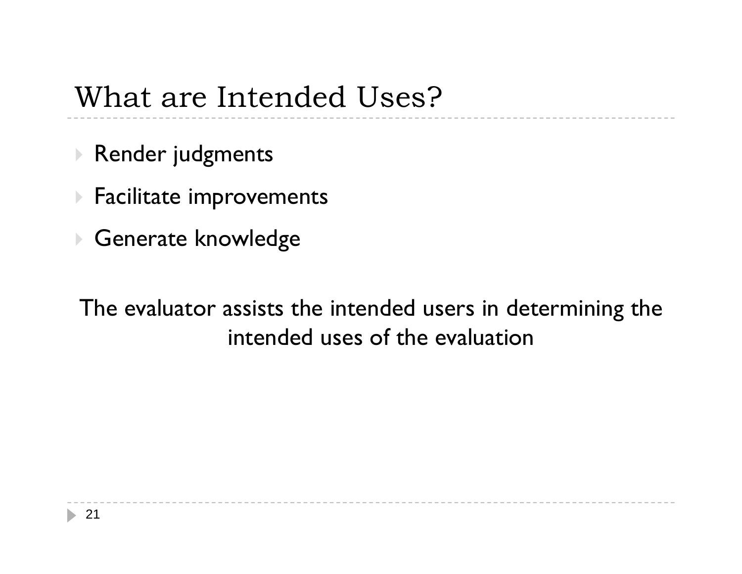# What are Intended Uses?

- Render judgments
- Facilitate improvements
- Generate knowledge

The evaluator assists the intended users in determining the intended uses of the evaluation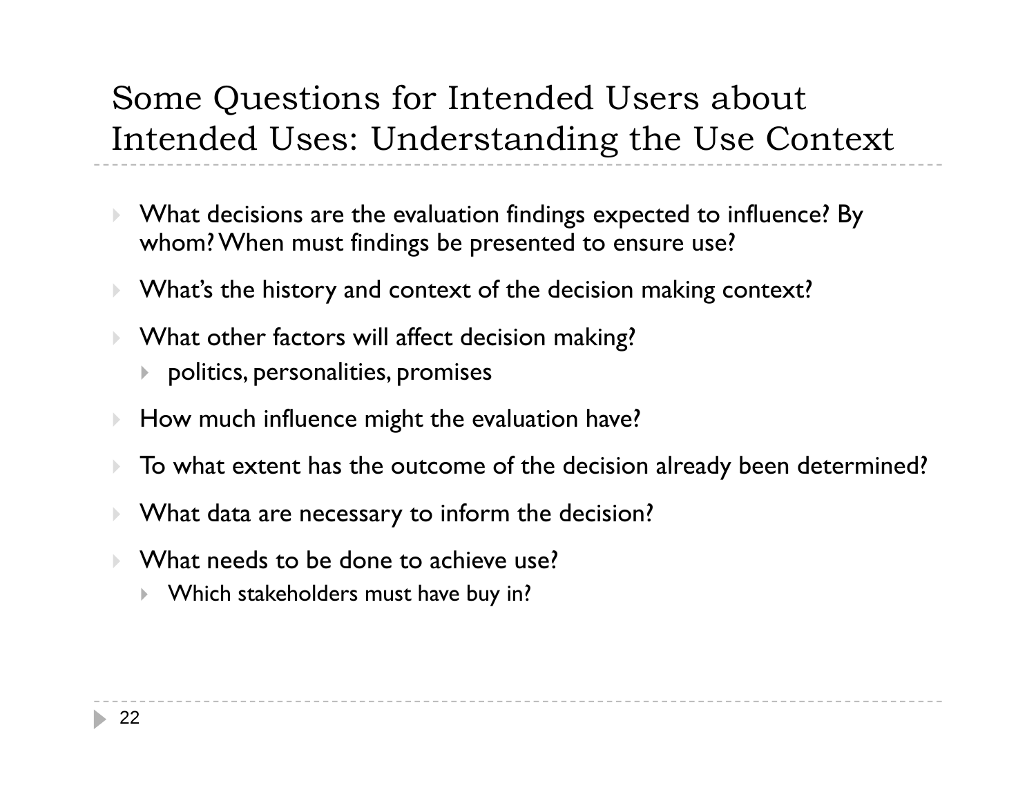# Some Questions for Intended Users about Intended Uses: Understanding the Use Context

- What decisions are the evaluation findings expected to influence? By whom? When must findings be presented to ensure use?
- What's the history and context of the decision making context?
- What other factors will affect decision making?
  - politics, personalities, promises
- How much influence might the evaluation have?
- To what extent has the outcome of the decision already been determined?
- What data are necessary to inform the decision?
- What needs to be done to achieve use?
  - Which stakeholders must have buy in?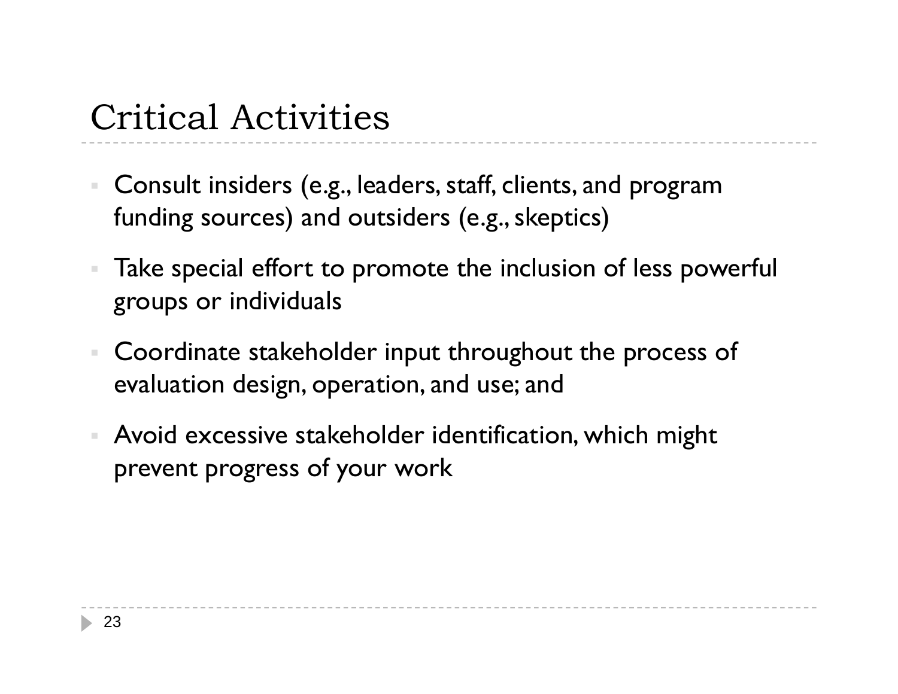# Critical Activities

- Consult insiders (e.g., leaders, staff, clients, and program funding sources) and outsiders (e.g., skeptics)
- Take special effort to promote the inclusion of less powerful groups or individuals
- Coordinate stakeholder input throughout the process of evaluation design, operation, and use; and
- Avoid excessive stakeholder identification, which might prevent progress of your work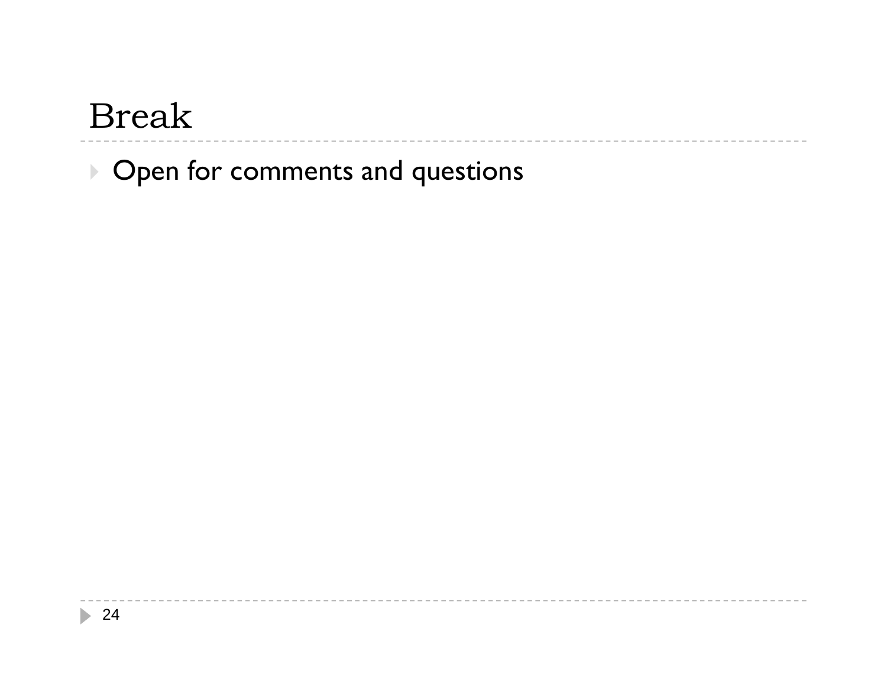# Break

- Open for comments and questions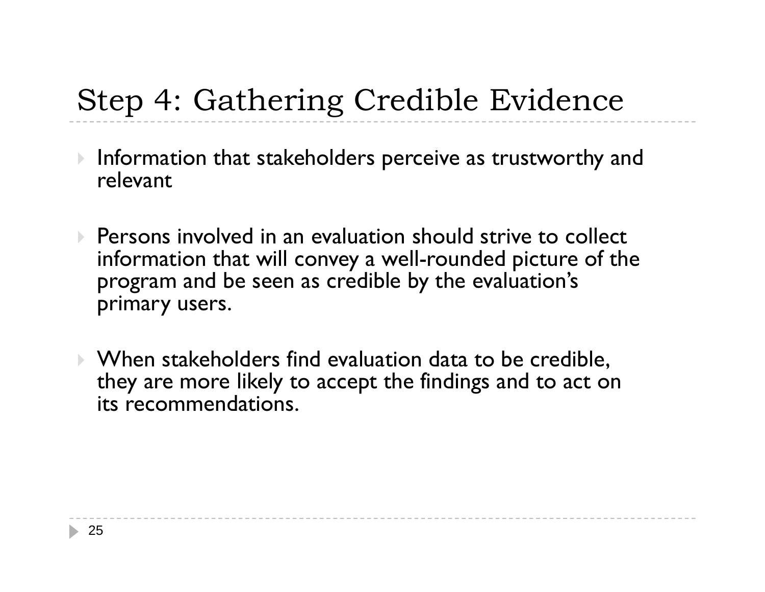# Step 4: Gathering Credible Evidence

- Information that stakeholders perceive as trustworthy and relevant
- Persons involved in an evaluation should strive to collect information that will convey a well-rounded picture of the program and be seen as credible by the evaluation's primary users.
- When stakeholders find evaluation data to be credible, they are more likely to accept the findings and to act on its recommendations.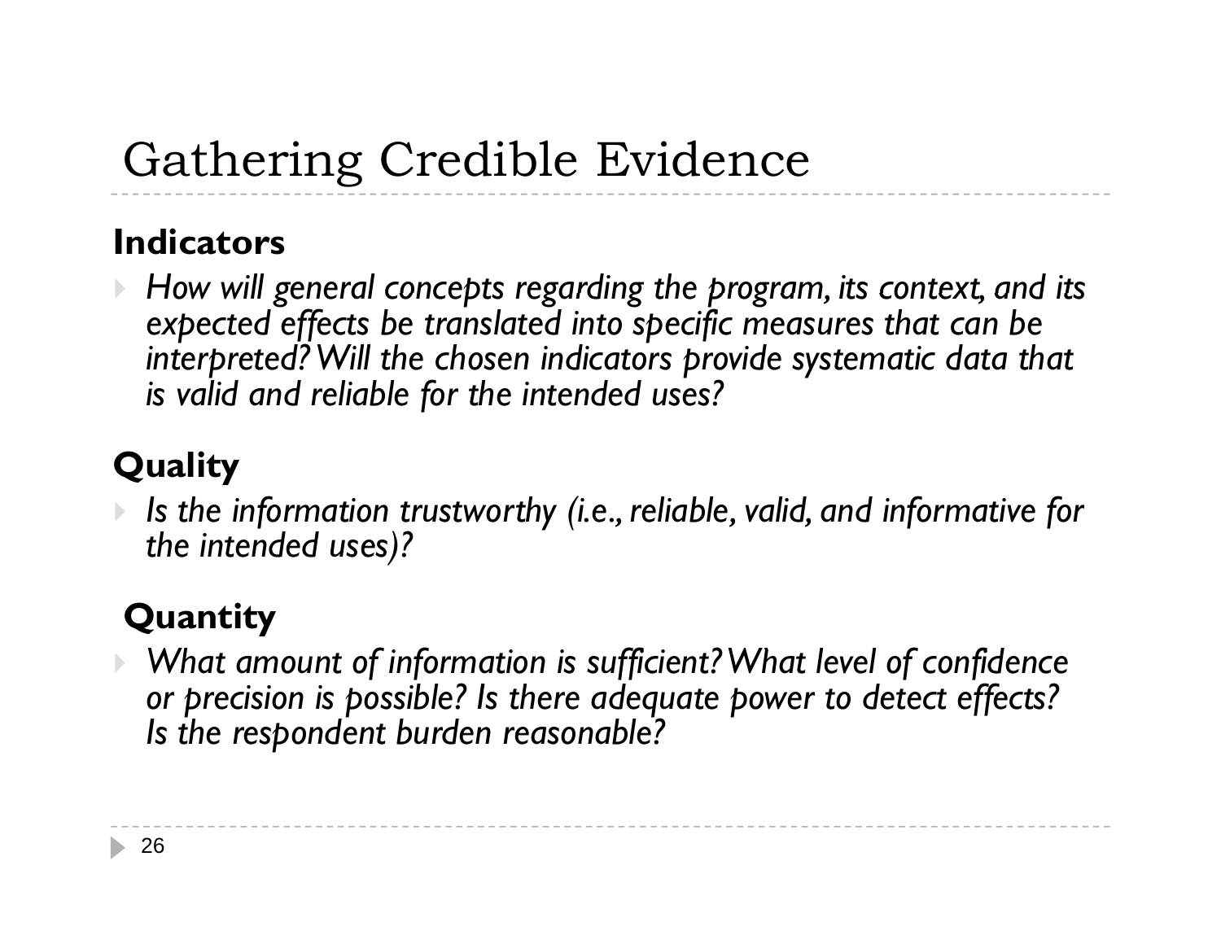# Gathering Credible Evidence

**Indicators**

- *How will general concepts regarding the program, its context, and its expected effects be translated into specific measures that can be interpreted? Will the chosen indicators provide systematic data that is valid and reliable for the intended uses?*

**Quality**

- *Is the information trustworthy (i.e., reliable, valid, and informative for the intended uses)?*

**Quantity**

- *What amount of information is sufficient? What level of confidence or precision is possible? Is there adequate power to detect effects? Is the respondent burden reasonable?*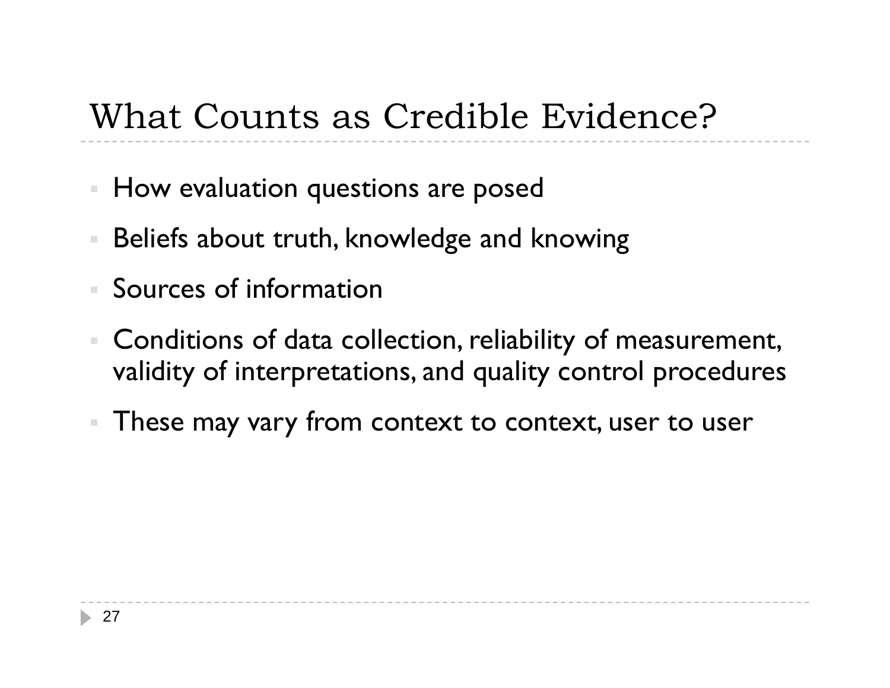# What Counts as Credible Evidence?

- How evaluation questions are posed
- Beliefs about truth, knowledge and knowing
- Sources of information
- Conditions of data collection, reliability of measurement, validity of interpretations, and quality control procedures
- These may vary from context to context, user to user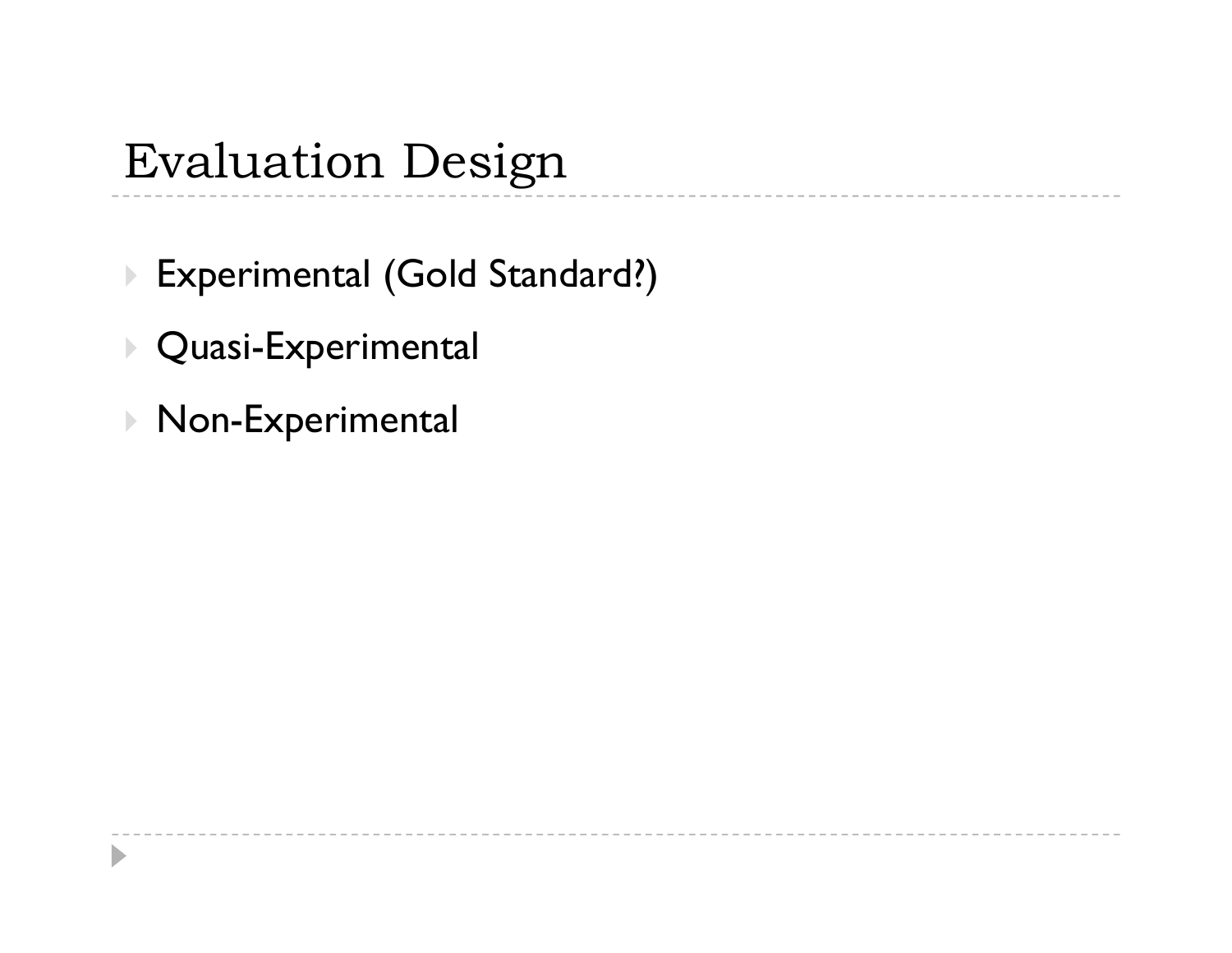# Evaluation Design

- Experimental (Gold Standard?)
- Quasi-Experimental
- Non-Experimental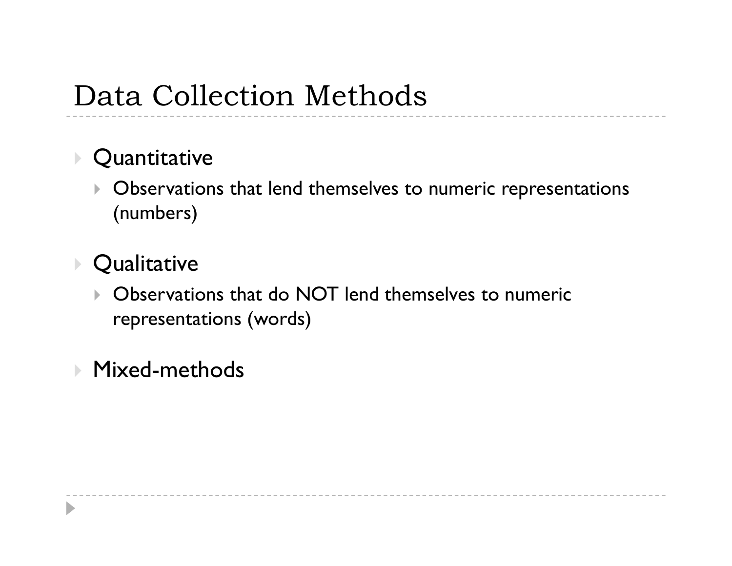# Data Collection Methods

- Quantitative
  - Observations that lend themselves to numeric representations (numbers)
- Qualitative
  - Observations that do NOT lend themselves to numeric representations (words)
- Mixed-methods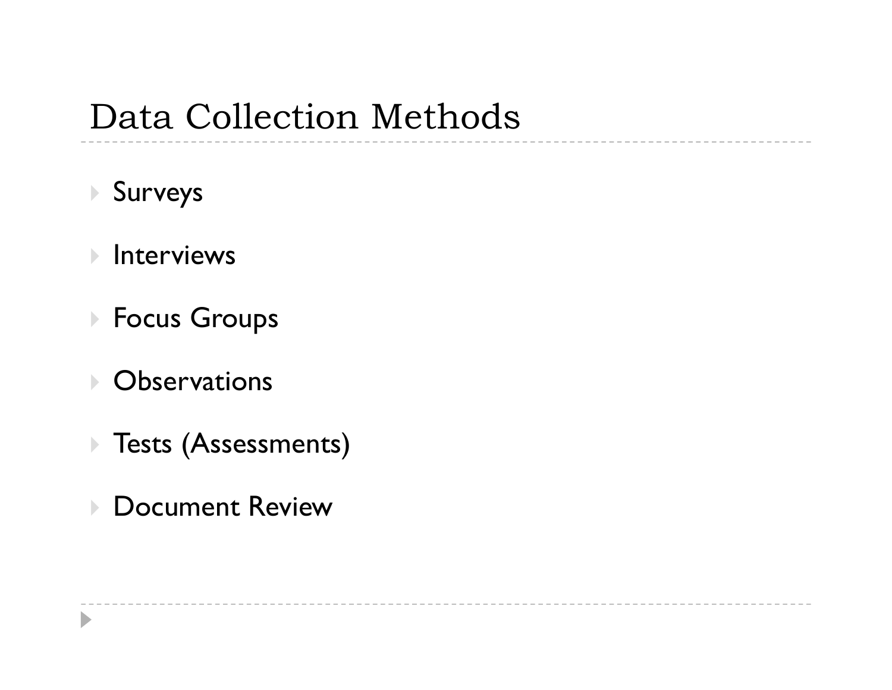# Data Collection Methods

- Surveys
- Interviews
- Focus Groups
- Observations
- Tests (Assessments)
- Document Review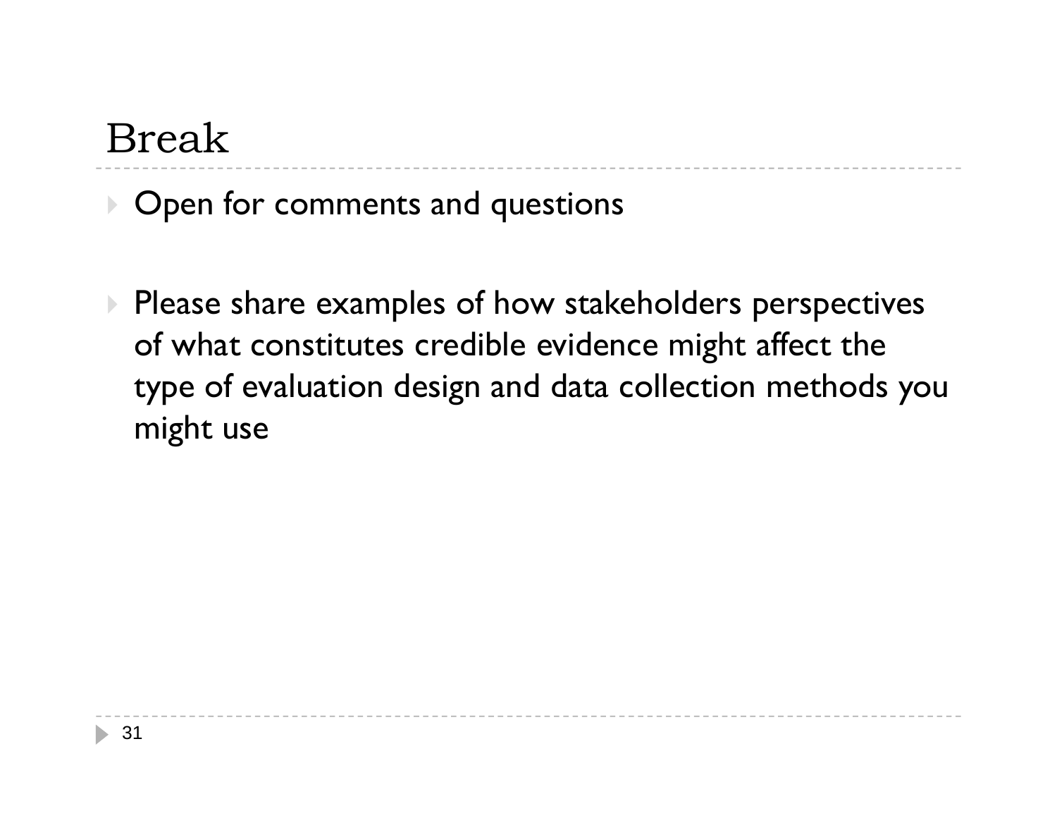# Break

- Open for comments and questions

- Please share examples of how stakeholders perspectives of what constitutes credible evidence might affect the type of evaluation design and data collection methods you might use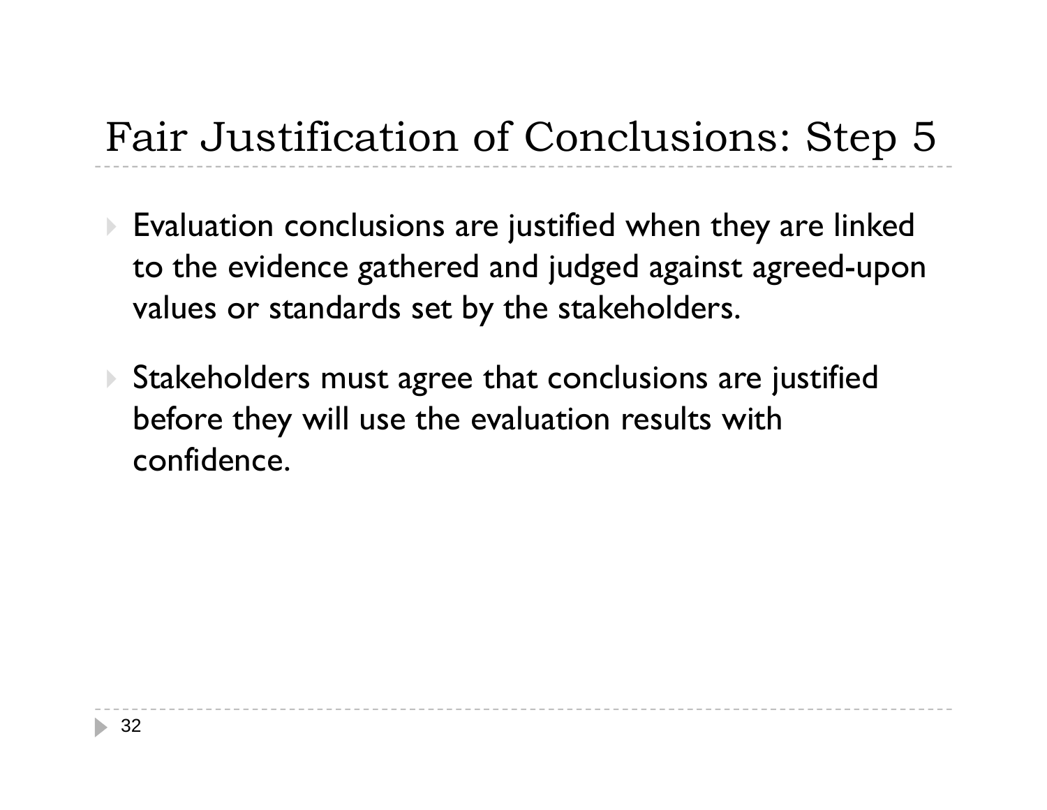# Fair Justification of Conclusions: Step 5

- Evaluation conclusions are justified when they are linked to the evidence gathered and judged against agreed-upon values or standards set by the stakeholders.
- Stakeholders must agree that conclusions are justified before they will use the evaluation results with confidence.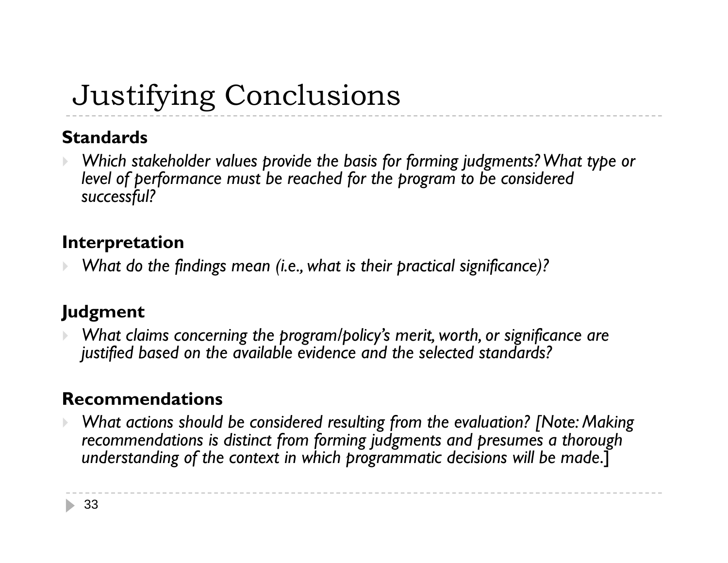# Justifying Conclusions

**Standards**

- *Which stakeholder values provide the basis for forming judgments? What type or level of performance must be reached for the program to be considered successful?*

**Interpretation**

- *What do the findings mean (i.e., what is their practical significance)?*

**Judgment**

- *What claims concerning the program/policy's merit, worth, or significance are justified based on the available evidence and the selected standards?*

**Recommendations**

- *What actions should be considered resulting from the evaluation? [Note: Making recommendations is distinct from forming judgments and presumes a thorough understanding of the context in which programmatic decisions will be made.]*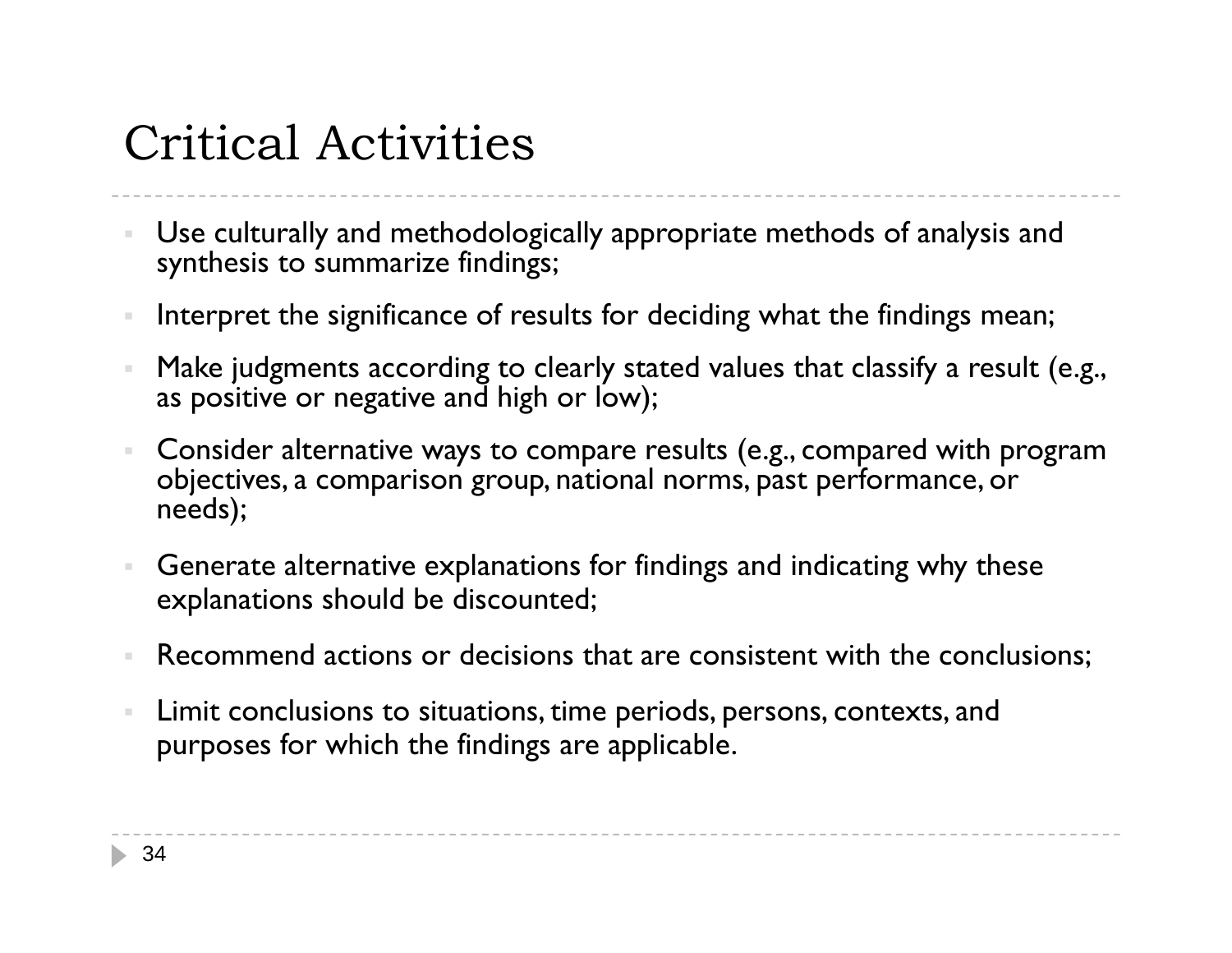# Critical Activities

- Use culturally and methodologically appropriate methods of analysis and synthesis to summarize findings;
- Interpret the significance of results for deciding what the findings mean;
- Make judgments according to clearly stated values that classify a result (e.g., as positive or negative and high or low);
- Consider alternative ways to compare results (e.g., compared with program objectives, a comparison group, national norms, past performance, or needs);
- Generate alternative explanations for findings and indicating why these explanations should be discounted;
- Recommend actions or decisions that are consistent with the conclusions;
- Limit conclusions to situations, time periods, persons, contexts, and purposes for which the findings are applicable.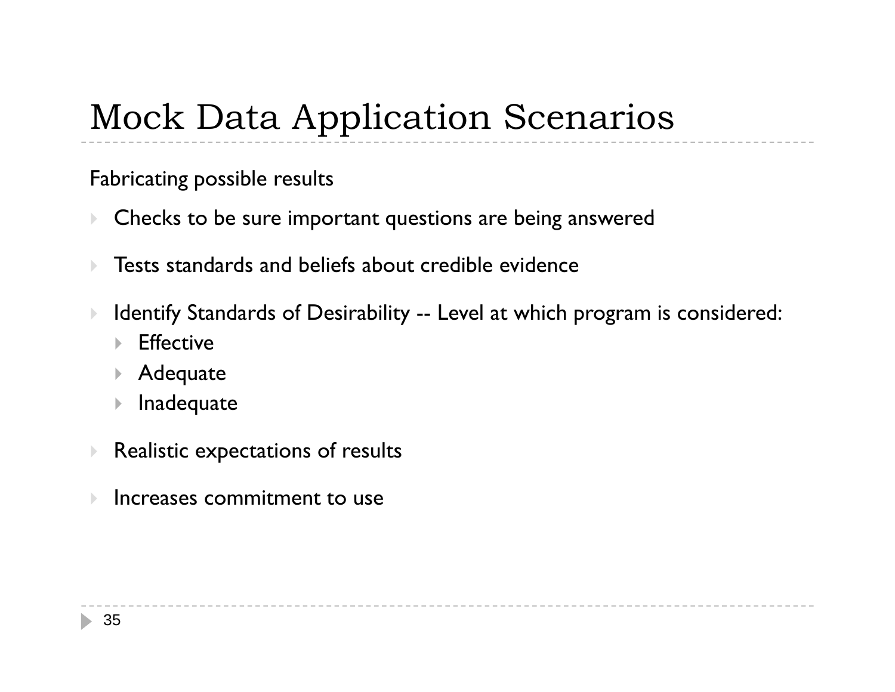# Mock Data Application Scenarios

Fabricating possible results

- Checks to be sure important questions are being answered
- Tests standards and beliefs about credible evidence
- Identify Standards of Desirability -- Level at which program is considered:
  - Effective
  - Adequate
  - Inadequate
- Realistic expectations of results
- Increases commitment to use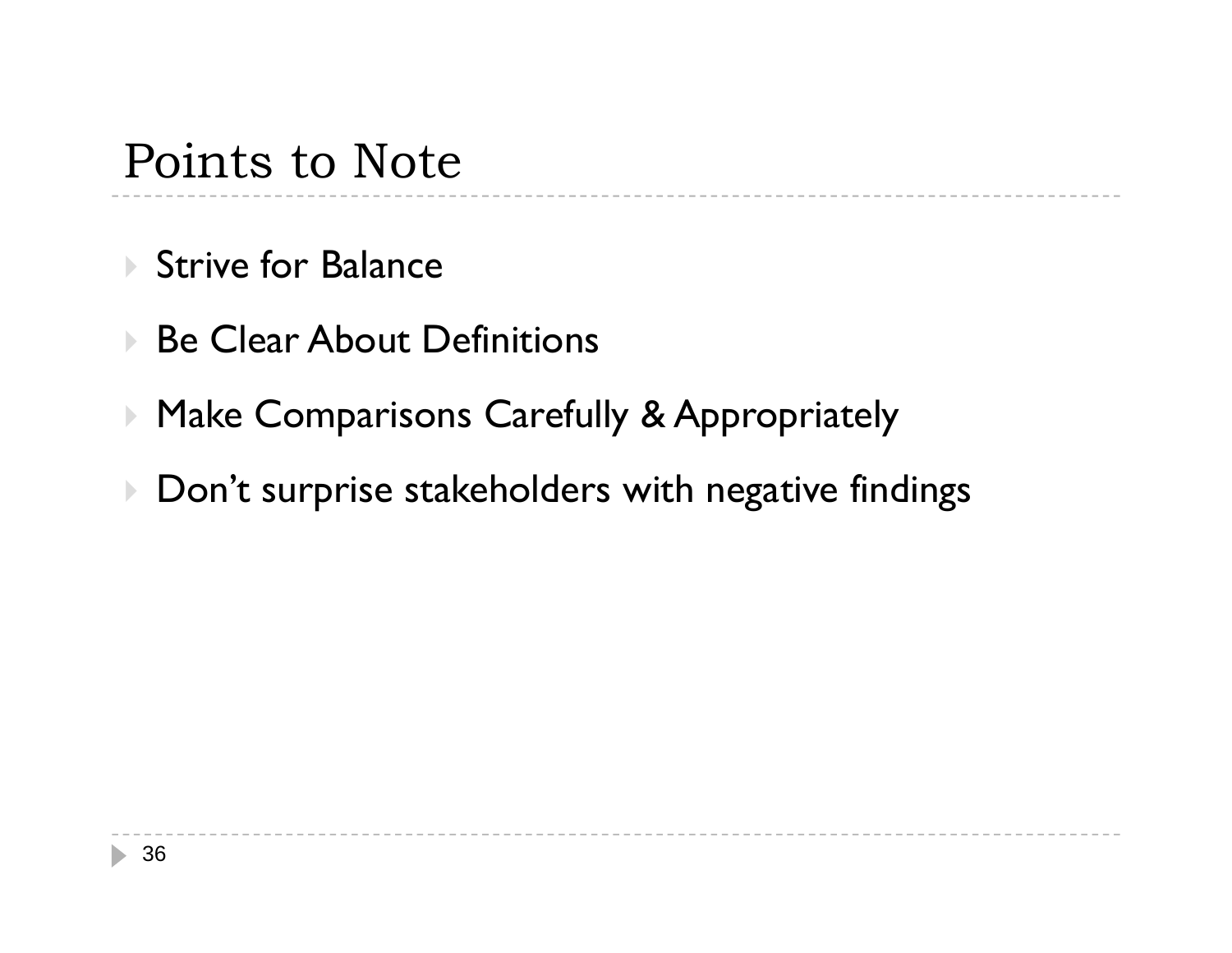# Points to Note

- Strive for Balance
- Be Clear About Definitions
- Make Comparisons Carefully & Appropriately
- Don’t surprise stakeholders with negative findings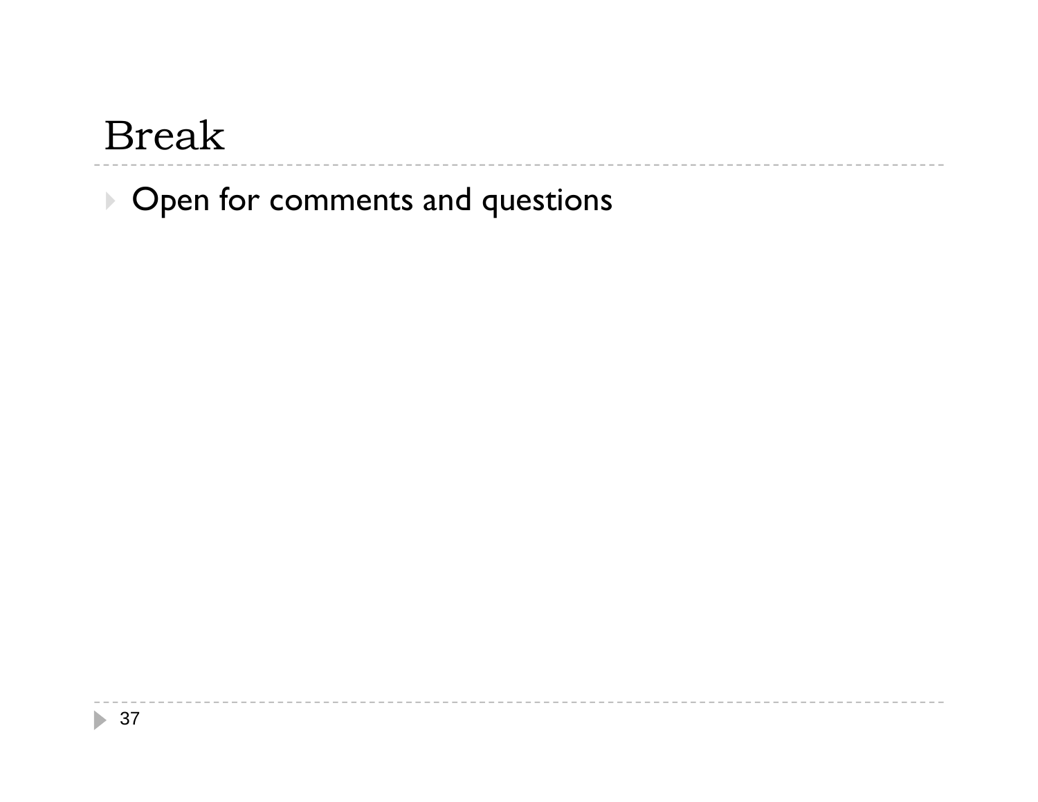# Break

- Open for comments and questions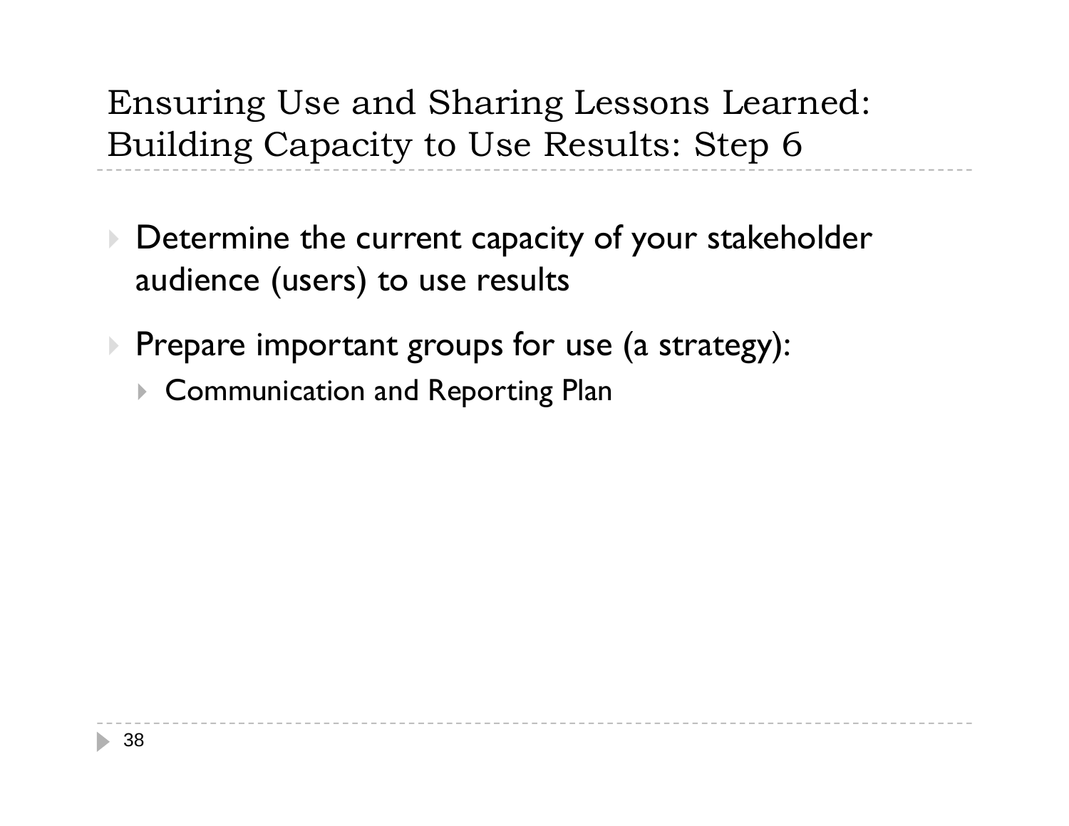# Ensuring Use and Sharing Lessons Learned: Building Capacity to Use Results: Step 6

- Determine the current capacity of your stakeholder audience (users) to use results
- Prepare important groups for use (a strategy):
  - Communication and Reporting Plan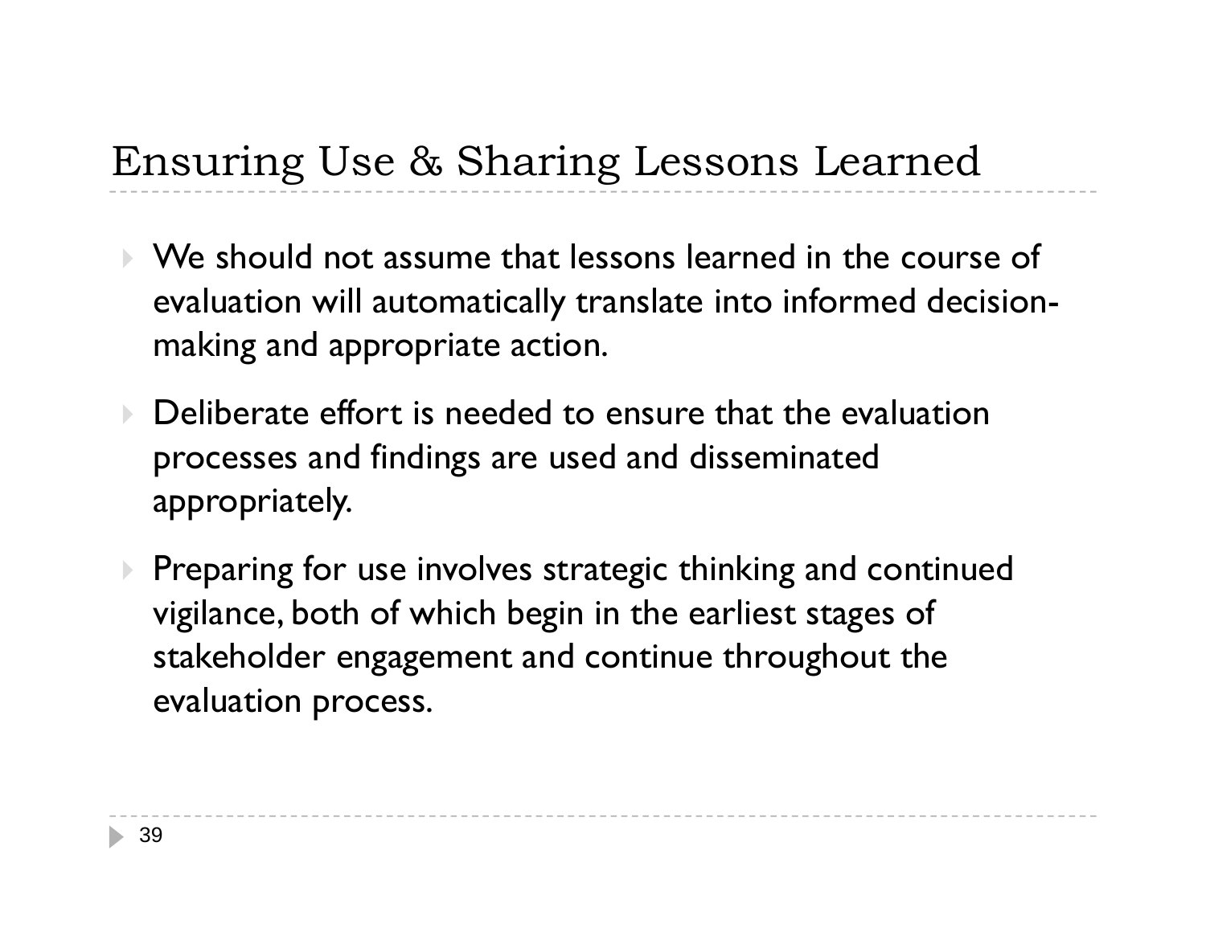# Ensuring Use & Sharing Lessons Learned

- We should not assume that lessons learned in the course of evaluation will automatically translate into informed decision-making and appropriate action.
- Deliberate effort is needed to ensure that the evaluation processes and findings are used and disseminated appropriately.
- Preparing for use involves strategic thinking and continued vigilance, both of which begin in the earliest stages of stakeholder engagement and continue throughout the evaluation process.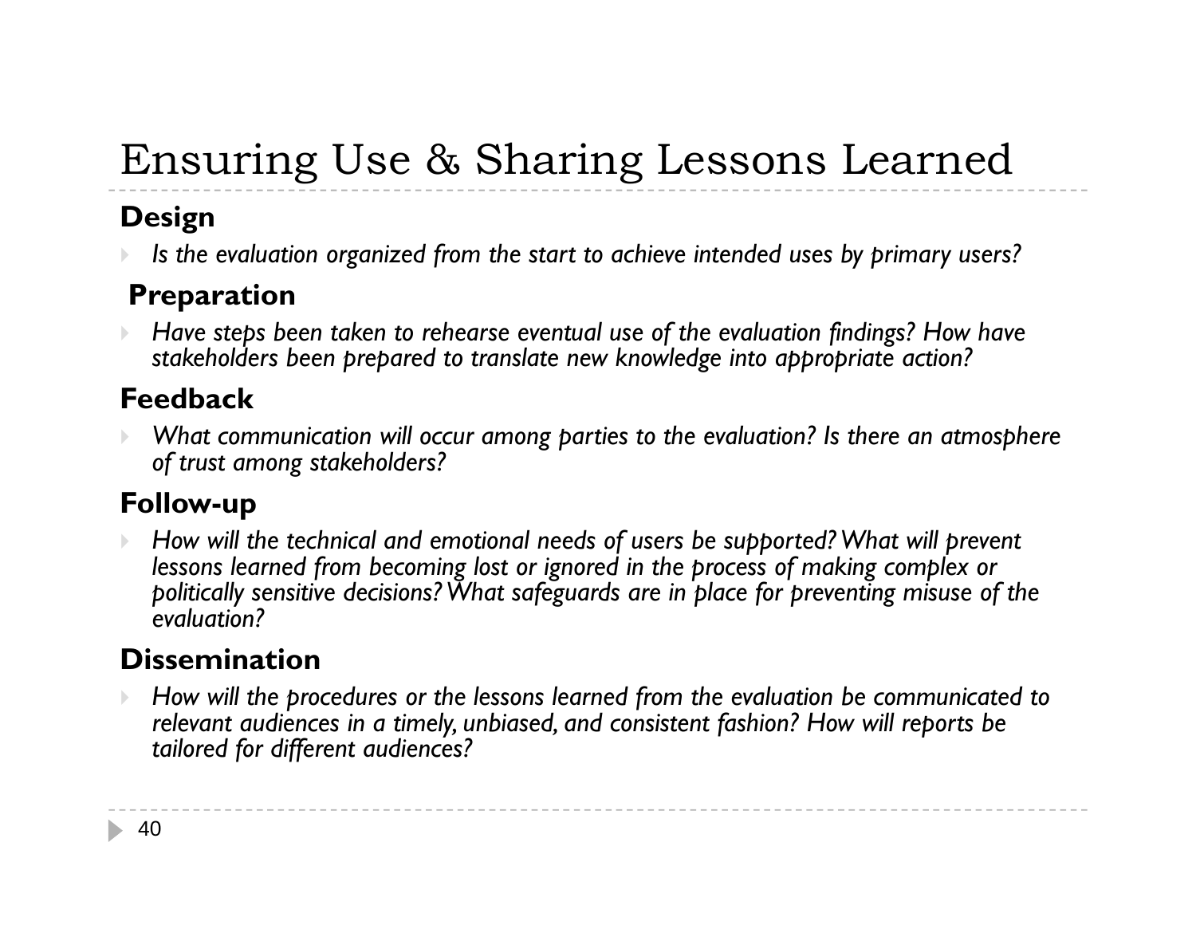# Ensuring Use & Sharing Lessons Learned

**Design**

- *Is the evaluation organized from the start to achieve intended uses by primary users?*

**Preparation**

- *Have steps been taken to rehearse eventual use of the evaluation findings? How have stakeholders been prepared to translate new knowledge into appropriate action?*

**Feedback**

- *What communication will occur among parties to the evaluation? Is there an atmosphere of trust among stakeholders?*

**Follow-up**

- *How will the technical and emotional needs of users be supported? What will prevent lessons learned from becoming lost or ignored in the process of making complex or politically sensitive decisions? What safeguards are in place for preventing misuse of the evaluation?*

**Dissemination**

- *How will the procedures or the lessons learned from the evaluation be communicated to relevant audiences in a timely, unbiased, and consistent fashion? How will reports be tailored for different audiences?*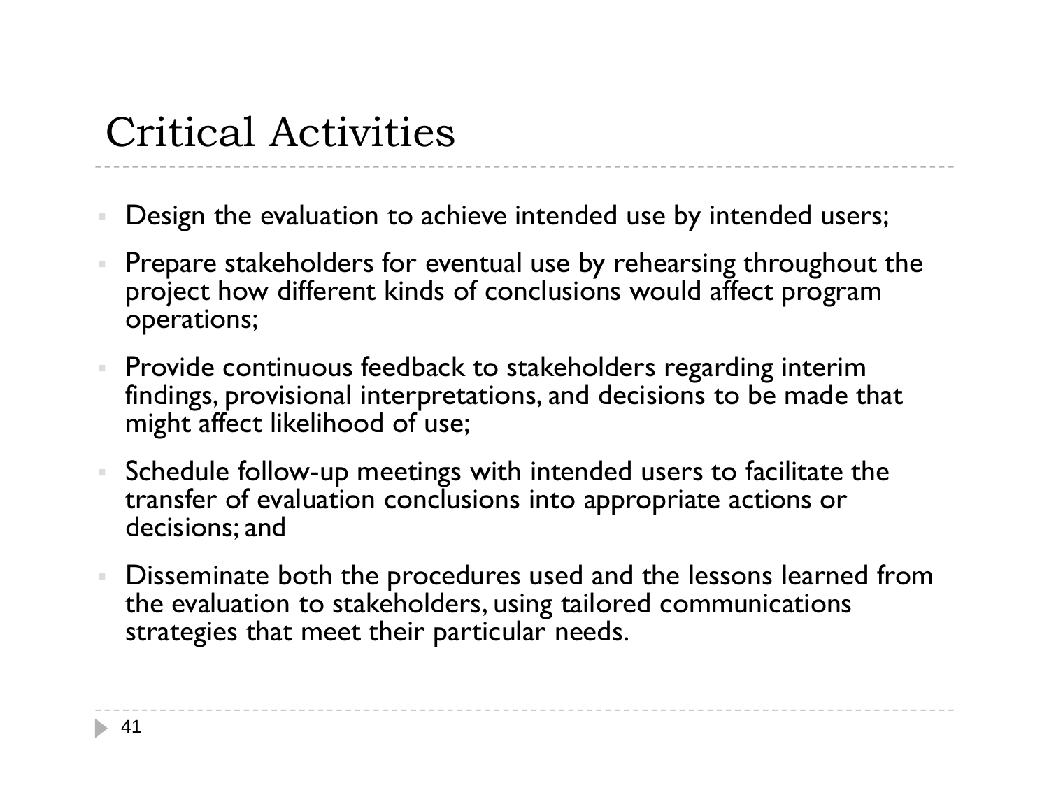# Critical Activities

- Design the evaluation to achieve intended use by intended users;
- Prepare stakeholders for eventual use by rehearsing throughout the project how different kinds of conclusions would affect program operations;
- Provide continuous feedback to stakeholders regarding interim findings, provisional interpretations, and decisions to be made that might affect likelihood of use;
- Schedule follow-up meetings with intended users to facilitate the transfer of evaluation conclusions into appropriate actions or decisions; and
- Disseminate both the procedures used and the lessons learned from the evaluation to stakeholders, using tailored communications strategies that meet their particular needs.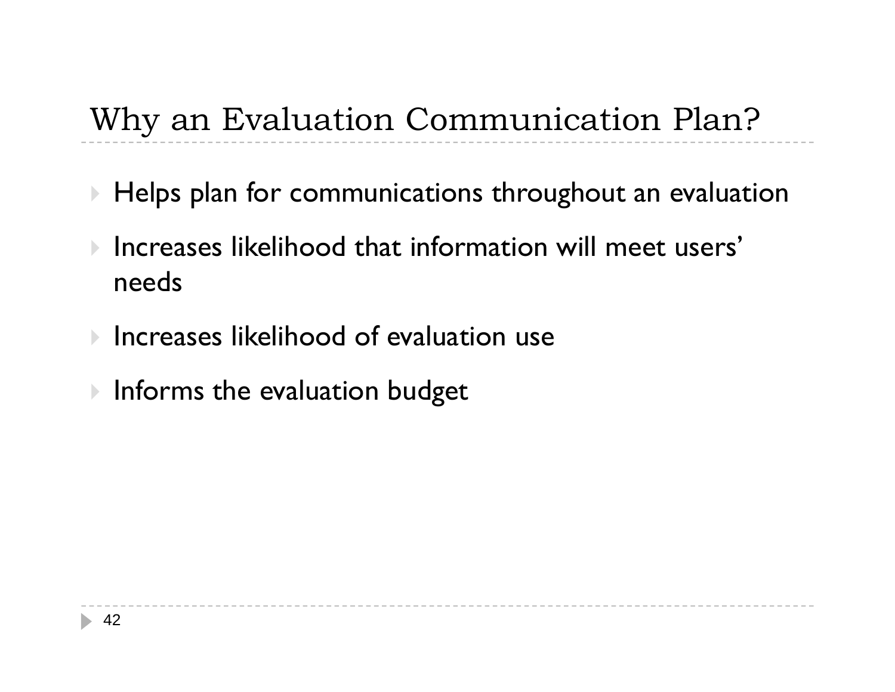# Why an Evaluation Communication Plan?

- Helps plan for communications throughout an evaluation
- Increases likelihood that information will meet users' needs
- Increases likelihood of evaluation use
- Informs the evaluation budget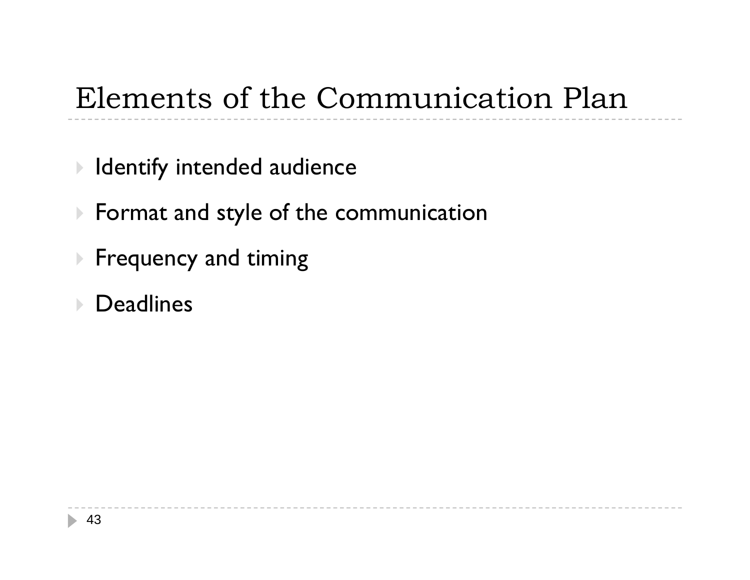# Elements of the Communication Plan

- Identify intended audience
- Format and style of the communication
- Frequency and timing
- Deadlines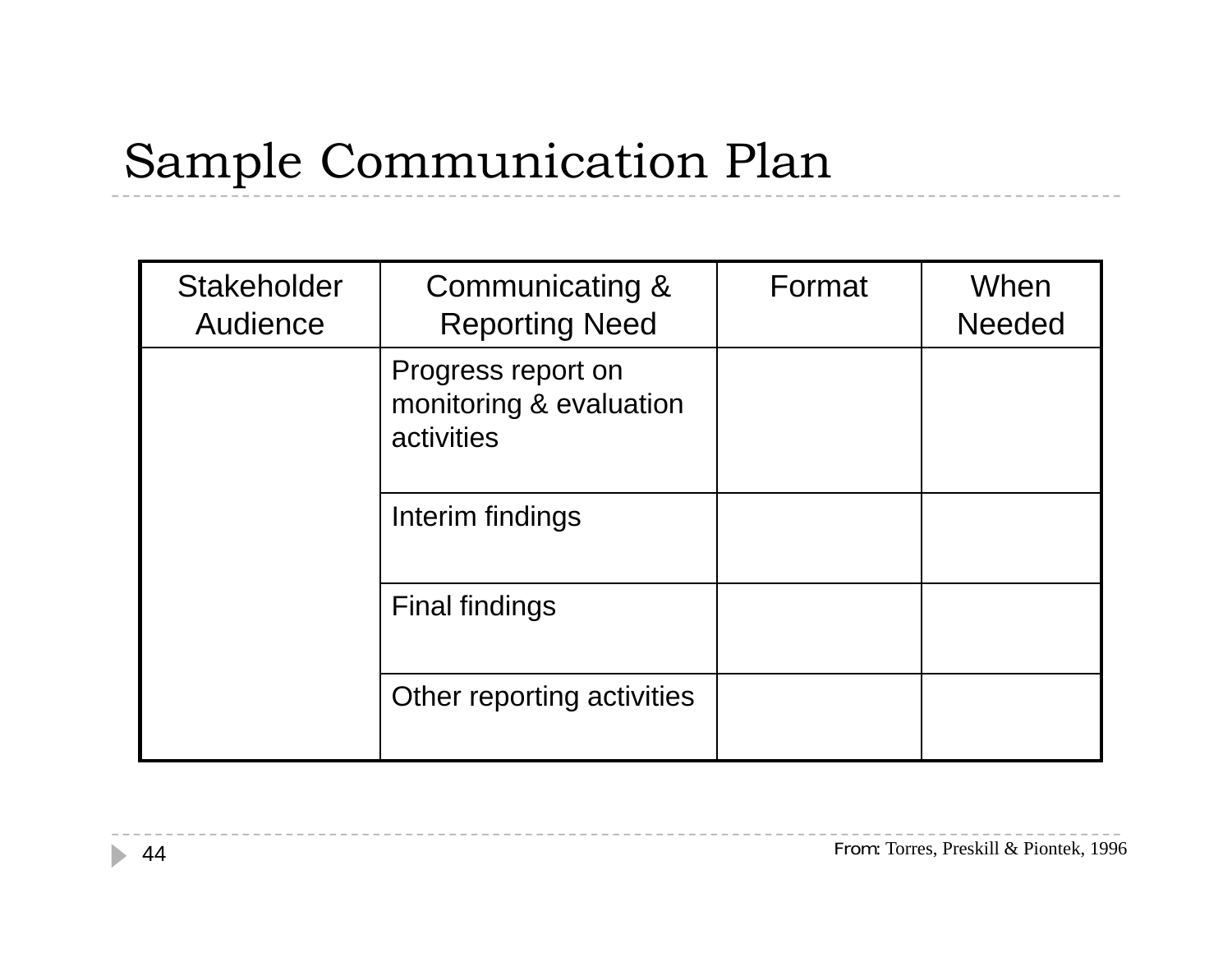# Sample Communication Plan

| Stakeholder Audience | Communicating & Reporting Need | Format | When Needed |
|---|---|---|---|
| | Progress report on monitoring & evaluation activities | | |
| | Interim findings | | |
| | Final findings | | |
| | Other reporting activities | | |

From: Torres, Preskill & Piontek, 1996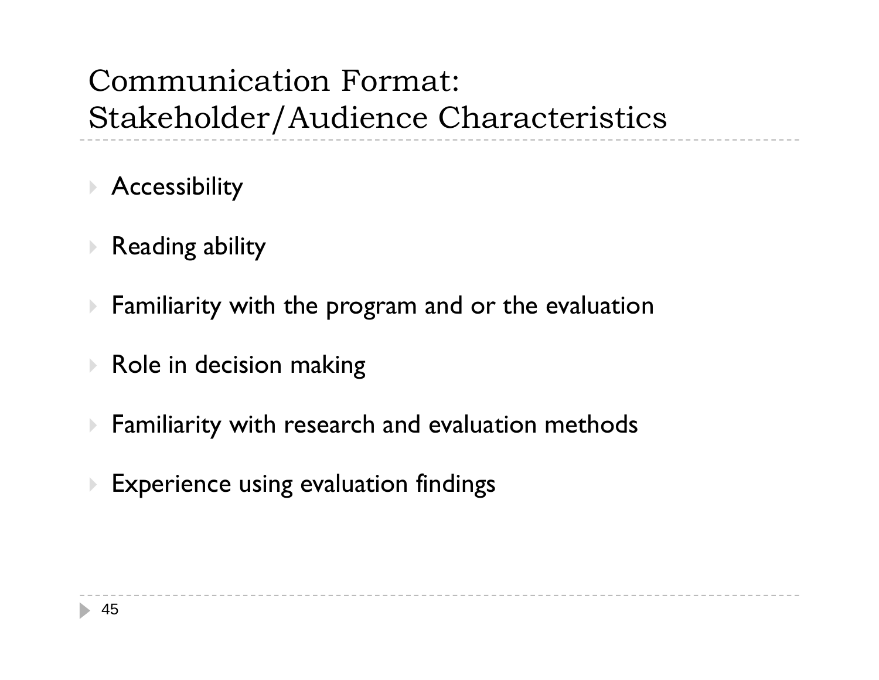# Communication Format: Stakeholder/Audience Characteristics

- Accessibility
- Reading ability
- Familiarity with the program and or the evaluation
- Role in decision making
- Familiarity with research and evaluation methods
- Experience using evaluation findings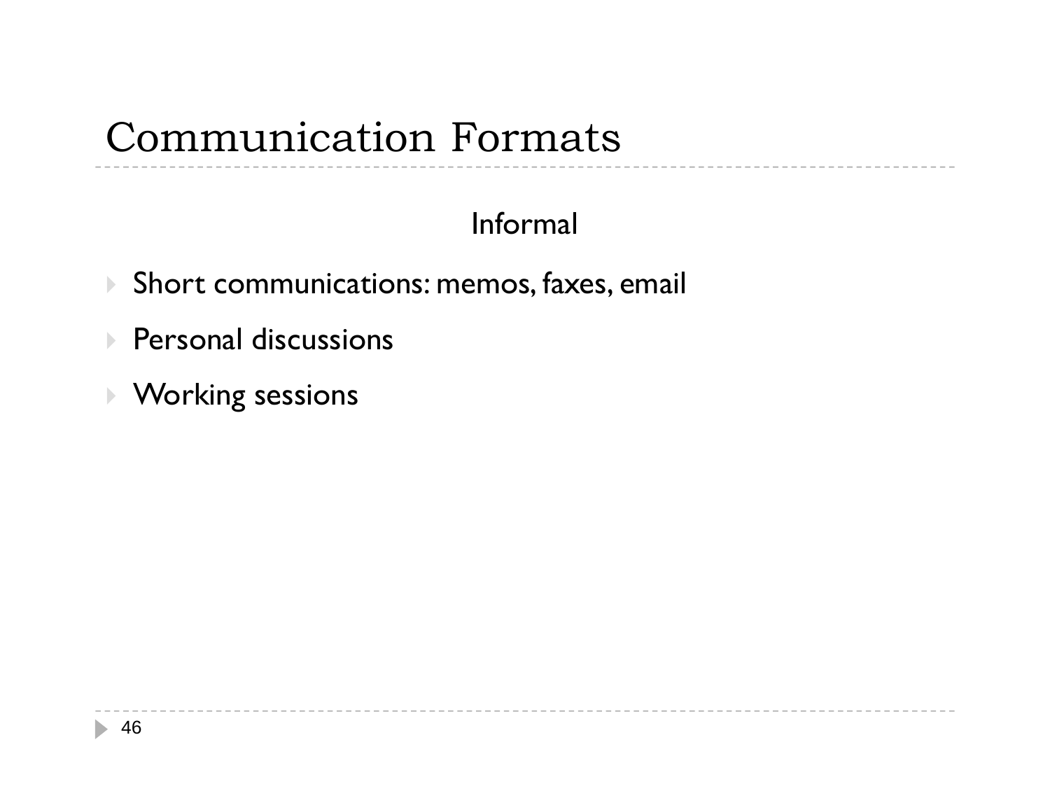# Communication Formats

Informal

- Short communications: memos, faxes, email
- Personal discussions
- Working sessions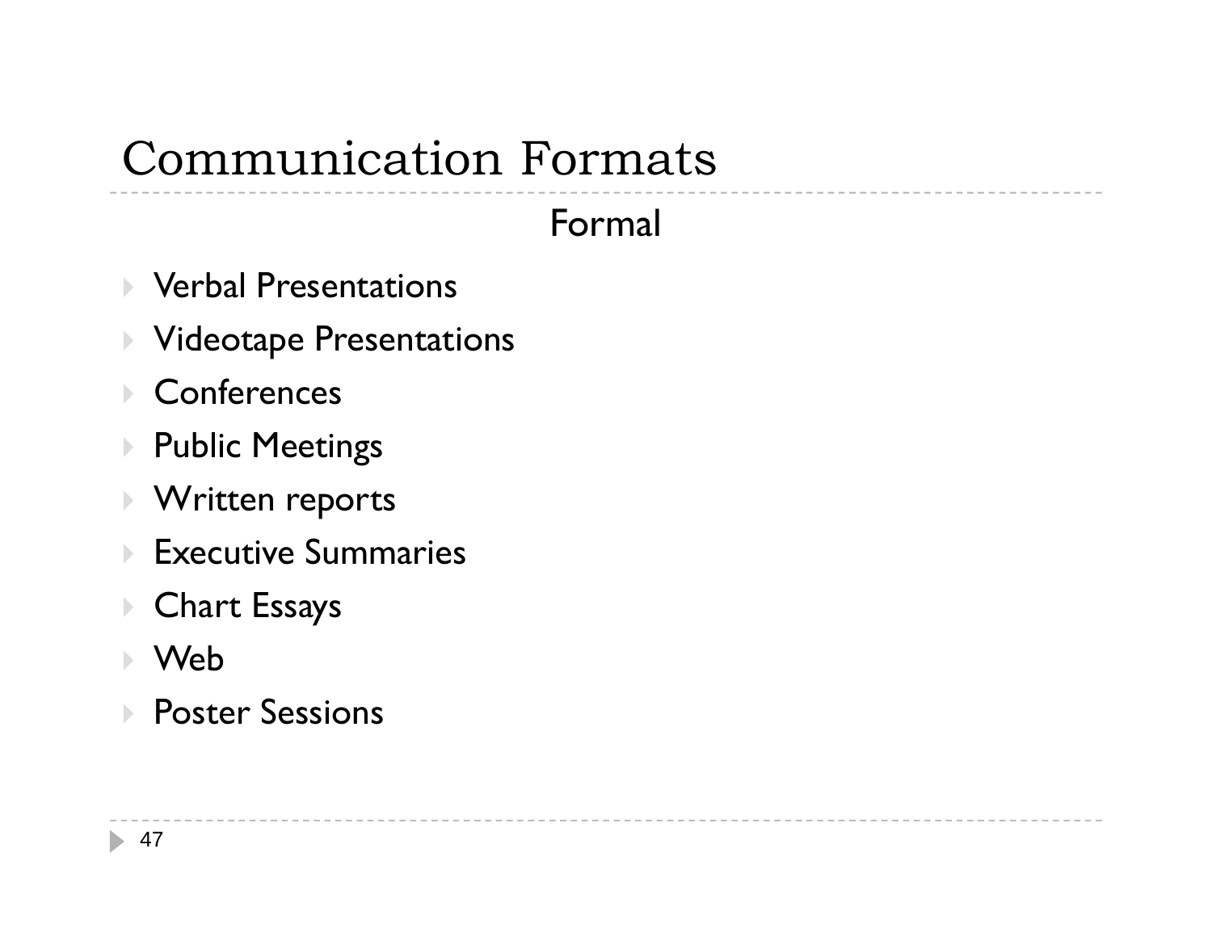# Communication Formats

## Formal

- Verbal Presentations
- Videotape Presentations
- Conferences
- Public Meetings
- Written reports
- Executive Summaries
- Chart Essays
- Web
- Poster Sessions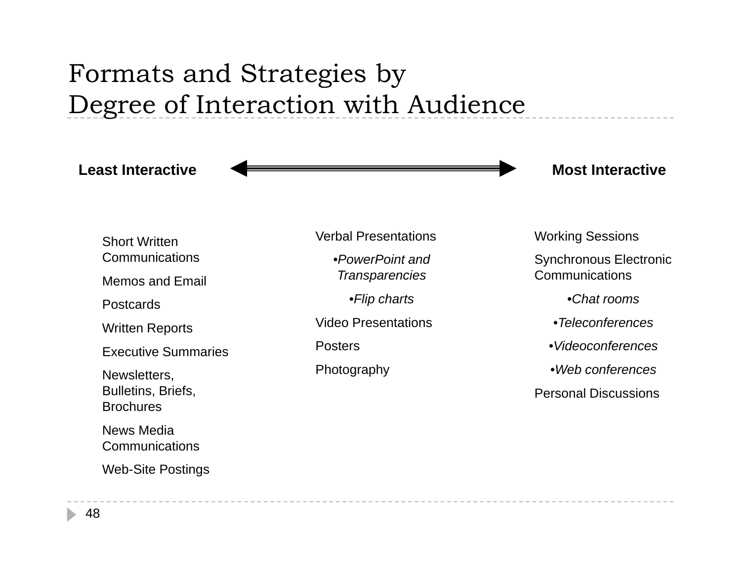# Formats and Strategies by Degree of Interaction with Audience

**Least Interactive** ⟷ **Most Interactive**

| Least Interactive | | Most Interactive |
| --- | --- | --- |
| Short Written Communications | Verbal Presentations | Working Sessions |
| Memos and Email | •*PowerPoint and Transparencies* | Synchronous Electronic Communications |
| Postcards | •*Flip charts* | •*Chat rooms* |
| Written Reports | Video Presentations | •*Teleconferences* |
| Executive Summaries | Posters | •*Videoconferences* |
| Newsletters, Bulletins, Briefs, Brochures | Photography | •*Web conferences* |
| News Media Communications | | Personal Discussions |
| Web-Site Postings | | |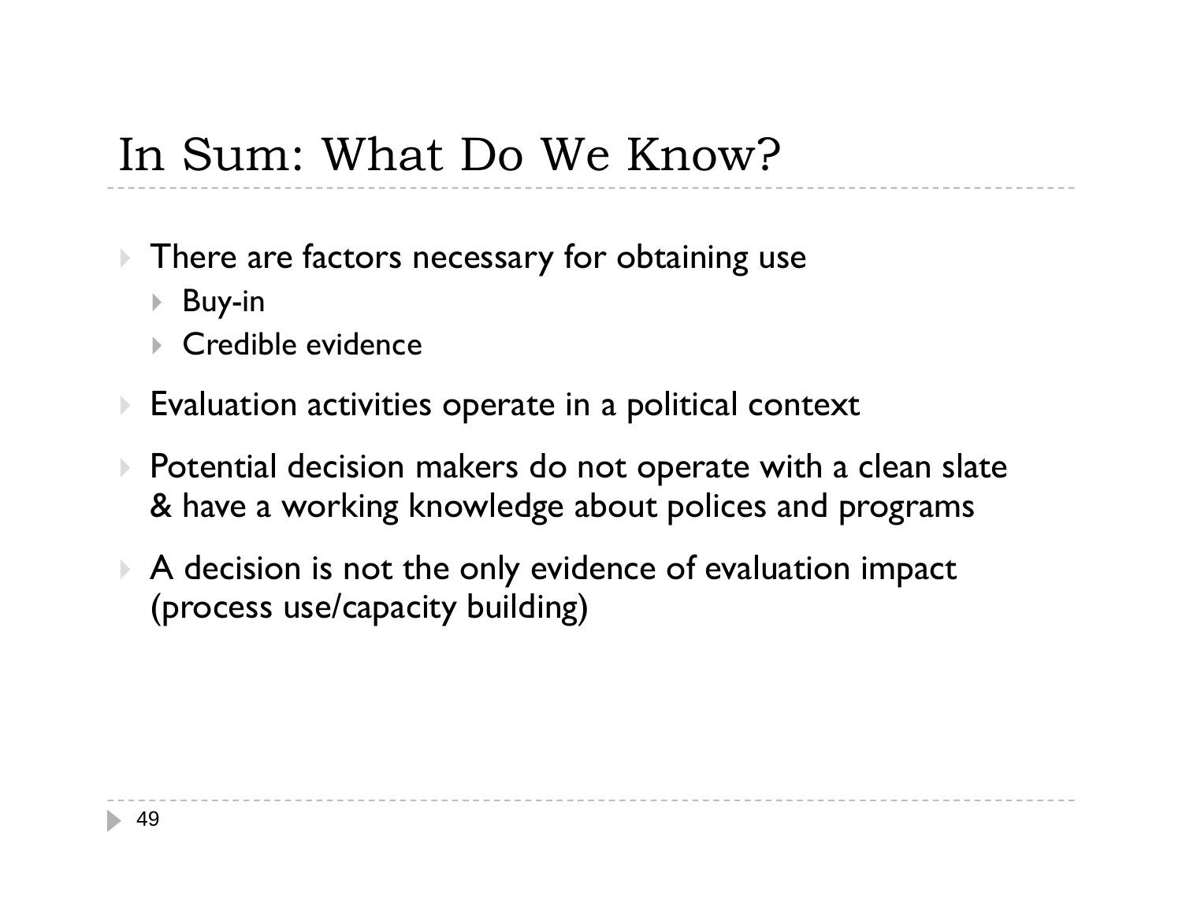# In Sum: What Do We Know?

- There are factors necessary for obtaining use
  - Buy-in
  - Credible evidence
- Evaluation activities operate in a political context
- Potential decision makers do not operate with a clean slate & have a working knowledge about polices and programs
- A decision is not the only evidence of evaluation impact (process use/capacity building)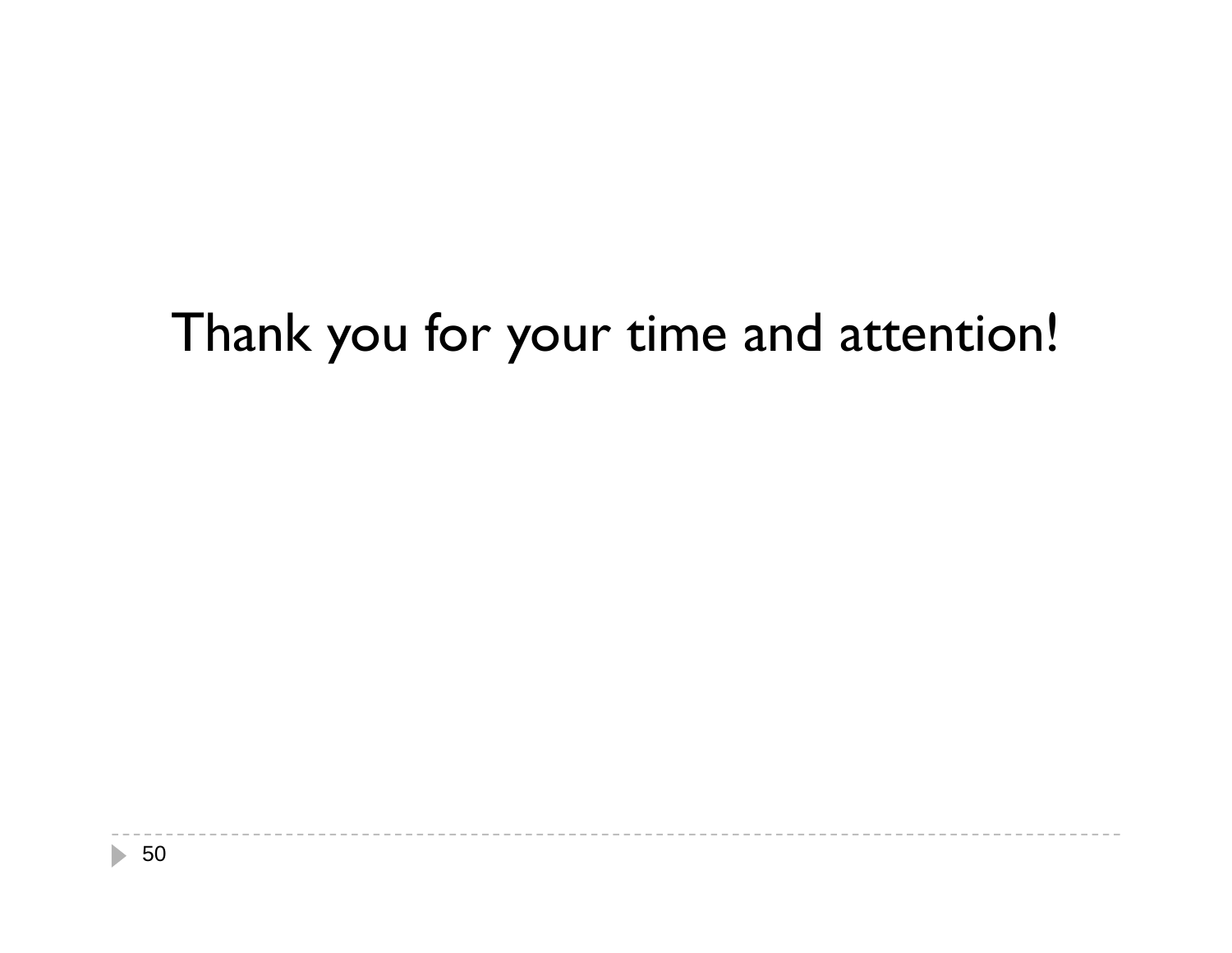Thank you for your time and attention!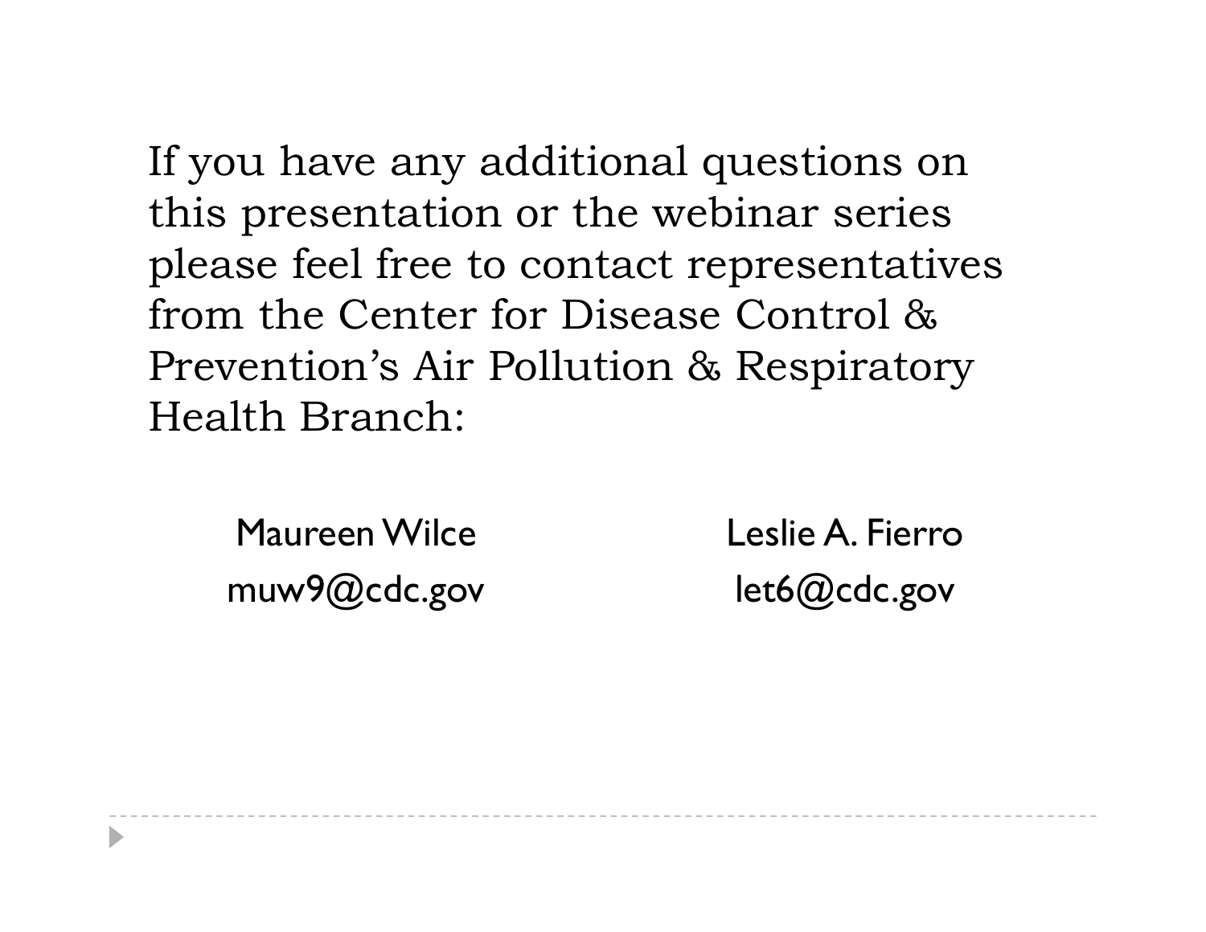If you have any additional questions on this presentation or the webinar series please feel free to contact representatives from the Center for Disease Control & Prevention's Air Pollution & Respiratory Health Branch:

| Maureen Wilce | Leslie A. Fierro |
|---|---|
| muw9@cdc.gov | let6@cdc.gov |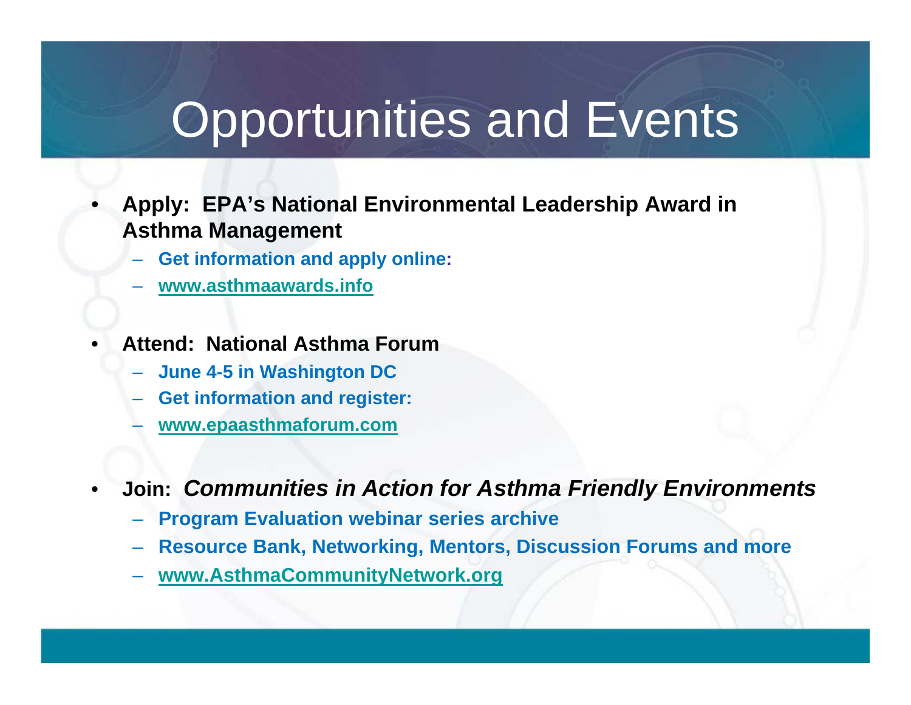# Opportunities and Events

- **Apply: EPA's National Environmental Leadership Award in Asthma Management**
  - **Get information and apply online:**
  - **www.asthmaawards.info**
- **Attend: National Asthma Forum**
  - **June 4-5 in Washington DC**
  - **Get information and register:**
  - **www.epaasthmaforum.com**
- **Join: *Communities in Action for Asthma Friendly Environments***
  - **Program Evaluation webinar series archive**
  - **Resource Bank, Networking, Mentors, Discussion Forums and more**
  - **www.AsthmaCommunityNetwork.org**